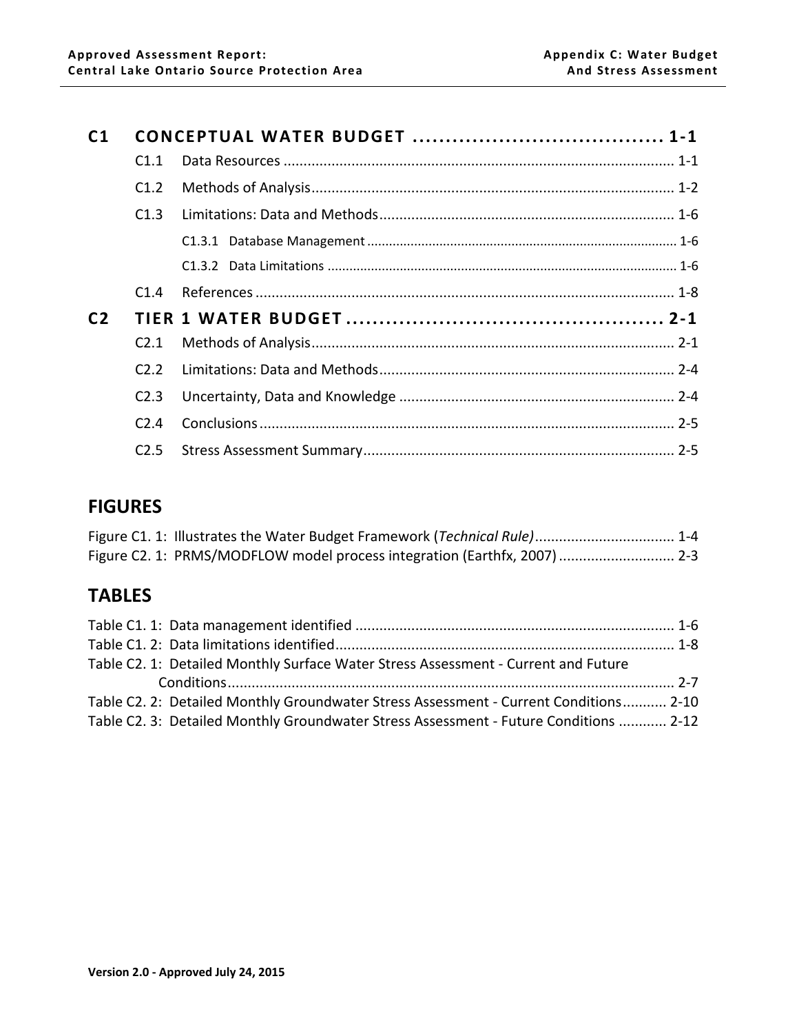**C1 CONCEPTUAL WATER BUDGET .................................... 1-1**

- C1.1 Data Resources ................................................................................................ 1-1
- C1.2 Methods of Analysis.......................................................................................... 1-2
- C1.3 Limitations: Data and Methods......................................................................... 1-6
  - C1.3.1 Database Management ..................................................................................... 1-6
  - C1.3.2 Data Limitations ............................................................................................... 1-6
- C1.4 References ........................................................................................................ 1-8

**C2 TIER 1 WATER BUDGET ............................................. 2-1**

- C2.1 Methods of Analysis.......................................................................................... 2-1
- C2.2 Limitations: Data and Methods......................................................................... 2-4
- C2.3 Uncertainty, Data and Knowledge .................................................................... 2-4
- C2.4 Conclusions ....................................................................................................... 2-5
- C2.5 Stress Assessment Summary............................................................................. 2-5

## FIGURES

Figure C1. 1: Illustrates the Water Budget Framework (*Technical Rule)*.................................. 1-4
Figure C2. 1: PRMS/MODFLOW model process integration (Earthfx, 2007) ............................ 2-3

## TABLES

Table C1. 1: Data management identified .............................................................................. 1-6
Table C1. 2: Data limitations identified................................................................................... 1-8
Table C2. 1: Detailed Monthly Surface Water Stress Assessment - Current and Future Conditions.............................................................................................................. 2-7
Table C2. 2: Detailed Monthly Groundwater Stress Assessment - Current Conditions........... 2-10
Table C2. 3: Detailed Monthly Groundwater Stress Assessment - Future Conditions ............ 2-12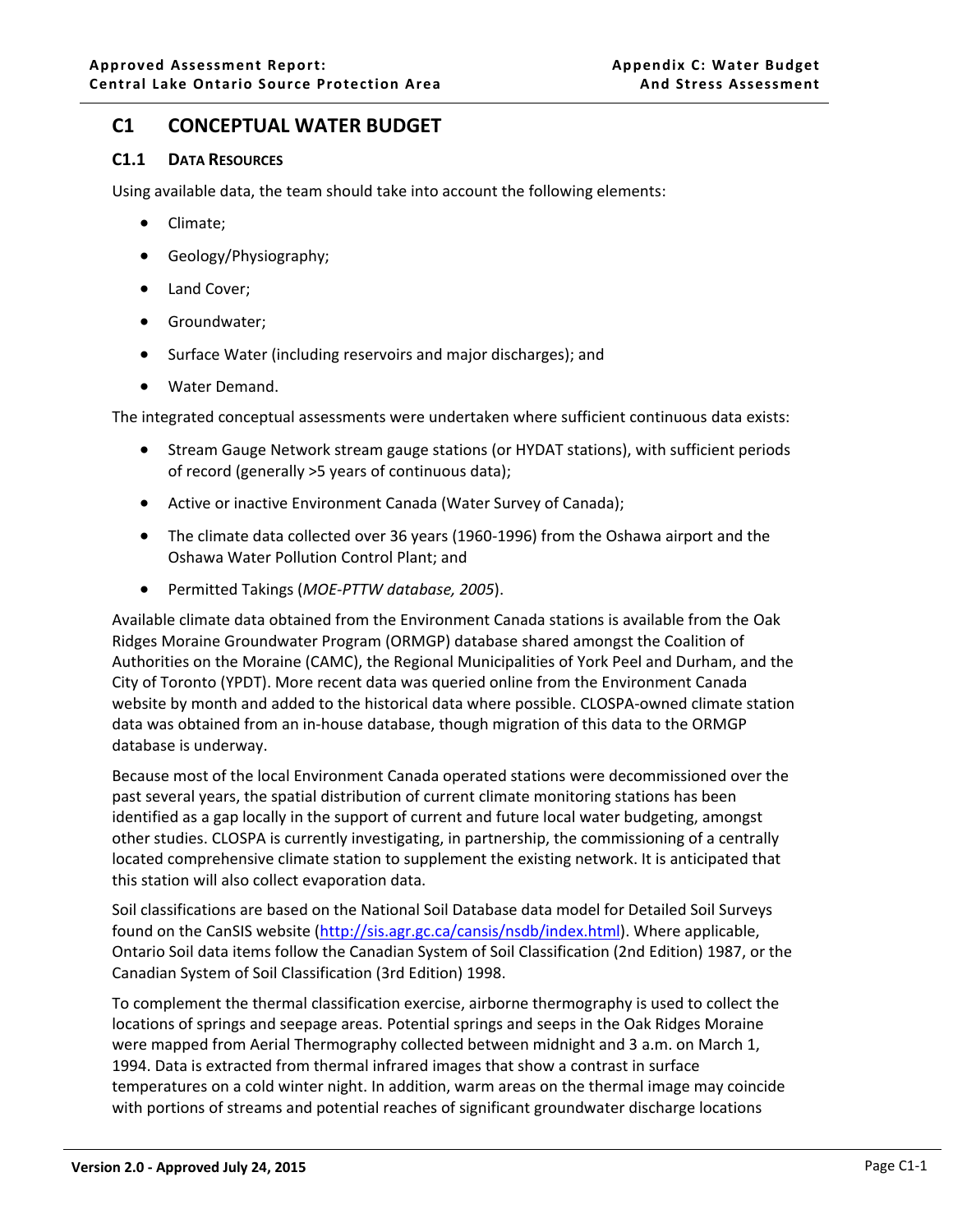# C1 CONCEPTUAL WATER BUDGET

## C1.1 DATA RESOURCES

Using available data, the team should take into account the following elements:

- Climate;
- Geology/Physiography;
- Land Cover;
- Groundwater;
- Surface Water (including reservoirs and major discharges); and
- Water Demand.

The integrated conceptual assessments were undertaken where sufficient continuous data exists:

- Stream Gauge Network stream gauge stations (or HYDAT stations), with sufficient periods of record (generally >5 years of continuous data);
- Active or inactive Environment Canada (Water Survey of Canada);
- The climate data collected over 36 years (1960-1996) from the Oshawa airport and the Oshawa Water Pollution Control Plant; and
- Permitted Takings (*MOE-PTTW database, 2005*).

Available climate data obtained from the Environment Canada stations is available from the Oak Ridges Moraine Groundwater Program (ORMGP) database shared amongst the Coalition of Authorities on the Moraine (CAMC), the Regional Municipalities of York Peel and Durham, and the City of Toronto (YPDT). More recent data was queried online from the Environment Canada website by month and added to the historical data where possible. CLOSPA-owned climate station data was obtained from an in-house database, though migration of this data to the ORMGP database is underway.

Because most of the local Environment Canada operated stations were decommissioned over the past several years, the spatial distribution of current climate monitoring stations has been identified as a gap locally in the support of current and future local water budgeting, amongst other studies. CLOSPA is currently investigating, in partnership, the commissioning of a centrally located comprehensive climate station to supplement the existing network. It is anticipated that this station will also collect evaporation data.

Soil classifications are based on the National Soil Database data model for Detailed Soil Surveys found on the CanSIS website (http://sis.agr.gc.ca/cansis/nsdb/index.html). Where applicable, Ontario Soil data items follow the Canadian System of Soil Classification (2nd Edition) 1987, or the Canadian System of Soil Classification (3rd Edition) 1998.

To complement the thermal classification exercise, airborne thermography is used to collect the locations of springs and seepage areas. Potential springs and seeps in the Oak Ridges Moraine were mapped from Aerial Thermography collected between midnight and 3 a.m. on March 1, 1994. Data is extracted from thermal infrared images that show a contrast in surface temperatures on a cold winter night. In addition, warm areas on the thermal image may coincide with portions of streams and potential reaches of significant groundwater discharge locations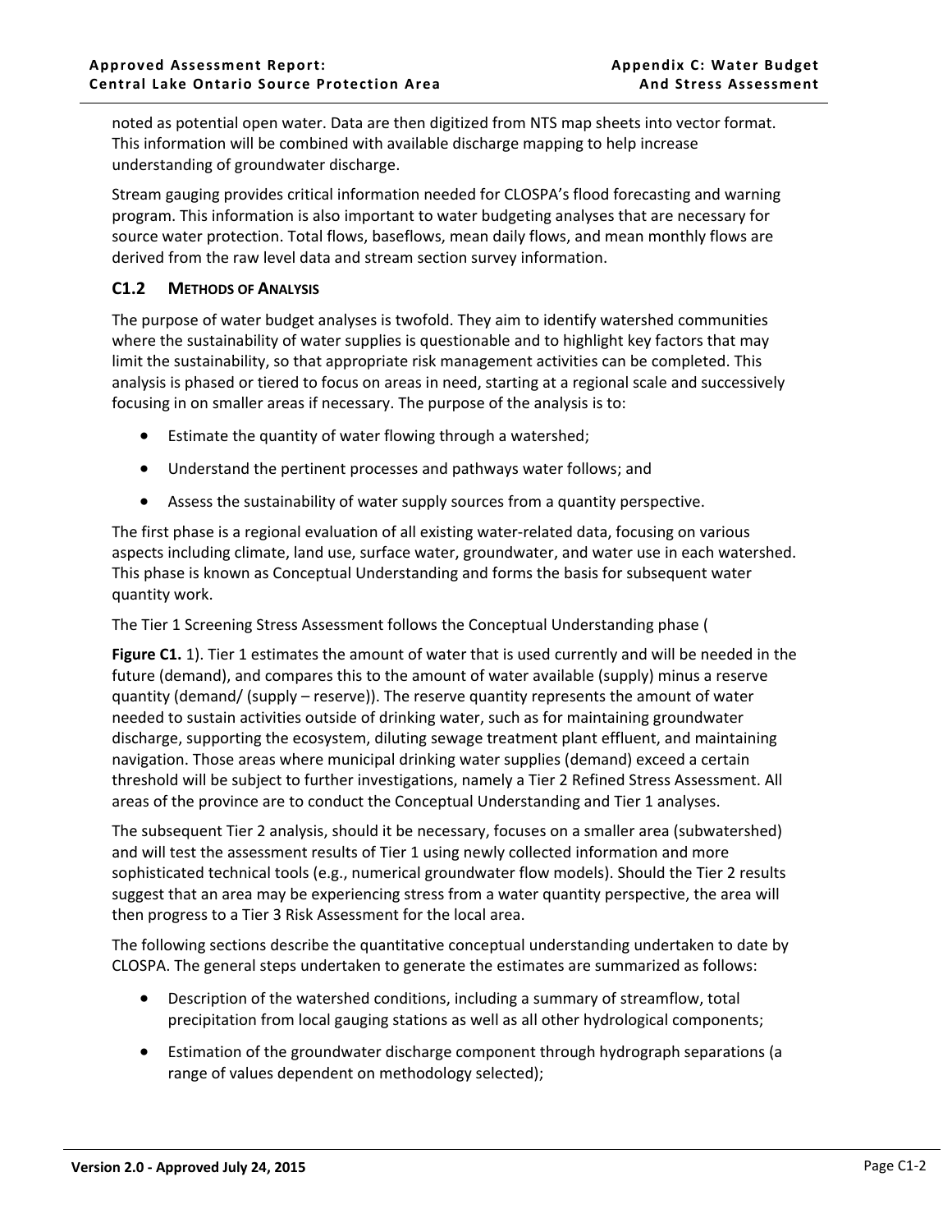noted as potential open water. Data are then digitized from NTS map sheets into vector format. This information will be combined with available discharge mapping to help increase understanding of groundwater discharge.

Stream gauging provides critical information needed for CLOSPA's flood forecasting and warning program. This information is also important to water budgeting analyses that are necessary for source water protection. Total flows, baseflows, mean daily flows, and mean monthly flows are derived from the raw level data and stream section survey information.

### C1.2 Methods of Analysis

The purpose of water budget analyses is twofold. They aim to identify watershed communities where the sustainability of water supplies is questionable and to highlight key factors that may limit the sustainability, so that appropriate risk management activities can be completed. This analysis is phased or tiered to focus on areas in need, starting at a regional scale and successively focusing in on smaller areas if necessary. The purpose of the analysis is to:

- Estimate the quantity of water flowing through a watershed;
- Understand the pertinent processes and pathways water follows; and
- Assess the sustainability of water supply sources from a quantity perspective.

The first phase is a regional evaluation of all existing water-related data, focusing on various aspects including climate, land use, surface water, groundwater, and water use in each watershed. This phase is known as Conceptual Understanding and forms the basis for subsequent water quantity work.

The Tier 1 Screening Stress Assessment follows the Conceptual Understanding phase (

**Figure C1.** 1). Tier 1 estimates the amount of water that is used currently and will be needed in the future (demand), and compares this to the amount of water available (supply) minus a reserve quantity (demand/ (supply – reserve)). The reserve quantity represents the amount of water needed to sustain activities outside of drinking water, such as for maintaining groundwater discharge, supporting the ecosystem, diluting sewage treatment plant effluent, and maintaining navigation. Those areas where municipal drinking water supplies (demand) exceed a certain threshold will be subject to further investigations, namely a Tier 2 Refined Stress Assessment. All areas of the province are to conduct the Conceptual Understanding and Tier 1 analyses.

The subsequent Tier 2 analysis, should it be necessary, focuses on a smaller area (subwatershed) and will test the assessment results of Tier 1 using newly collected information and more sophisticated technical tools (e.g., numerical groundwater flow models). Should the Tier 2 results suggest that an area may be experiencing stress from a water quantity perspective, the area will then progress to a Tier 3 Risk Assessment for the local area.

The following sections describe the quantitative conceptual understanding undertaken to date by CLOSPA. The general steps undertaken to generate the estimates are summarized as follows:

- Description of the watershed conditions, including a summary of streamflow, total precipitation from local gauging stations as well as all other hydrological components;
- Estimation of the groundwater discharge component through hydrograph separations (a range of values dependent on methodology selected);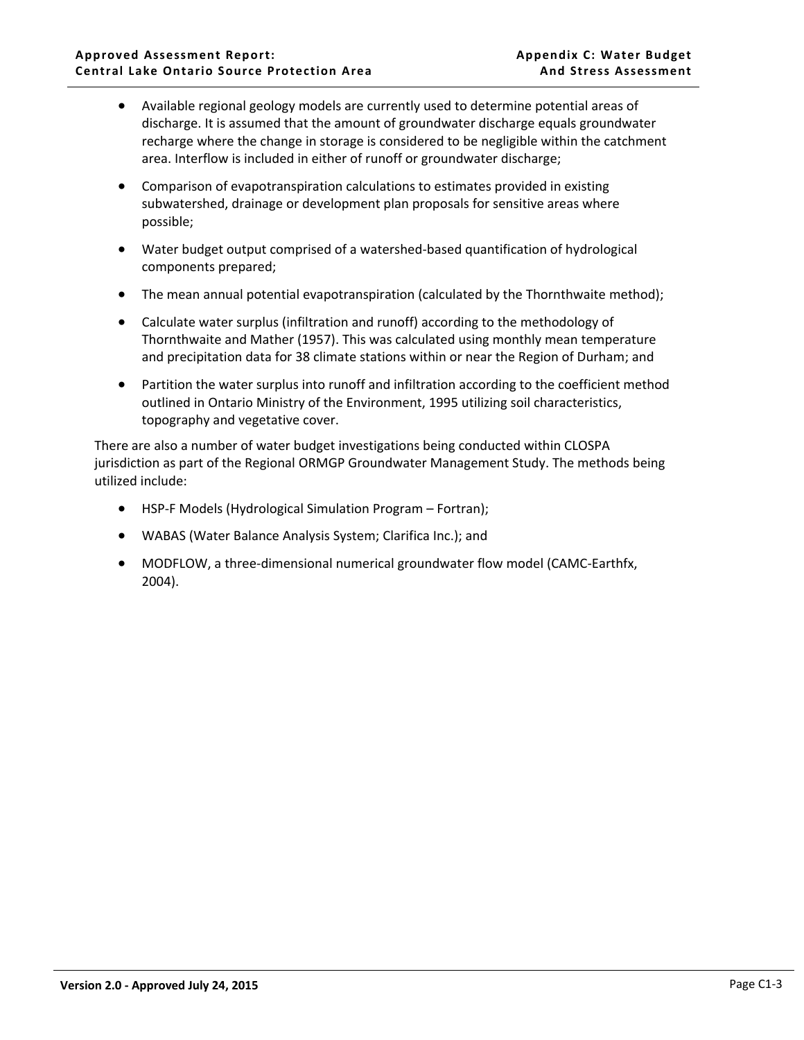- Available regional geology models are currently used to determine potential areas of discharge. It is assumed that the amount of groundwater discharge equals groundwater recharge where the change in storage is considered to be negligible within the catchment area. Interflow is included in either of runoff or groundwater discharge;
- Comparison of evapotranspiration calculations to estimates provided in existing subwatershed, drainage or development plan proposals for sensitive areas where possible;
- Water budget output comprised of a watershed-based quantification of hydrological components prepared;
- The mean annual potential evapotranspiration (calculated by the Thornthwaite method);
- Calculate water surplus (infiltration and runoff) according to the methodology of Thornthwaite and Mather (1957). This was calculated using monthly mean temperature and precipitation data for 38 climate stations within or near the Region of Durham; and
- Partition the water surplus into runoff and infiltration according to the coefficient method outlined in Ontario Ministry of the Environment, 1995 utilizing soil characteristics, topography and vegetative cover.

There are also a number of water budget investigations being conducted within CLOSPA jurisdiction as part of the Regional ORMGP Groundwater Management Study. The methods being utilized include:

- HSP-F Models (Hydrological Simulation Program – Fortran);
- WABAS (Water Balance Analysis System; Clarifica Inc.); and
- MODFLOW, a three-dimensional numerical groundwater flow model (CAMC-Earthfx, 2004).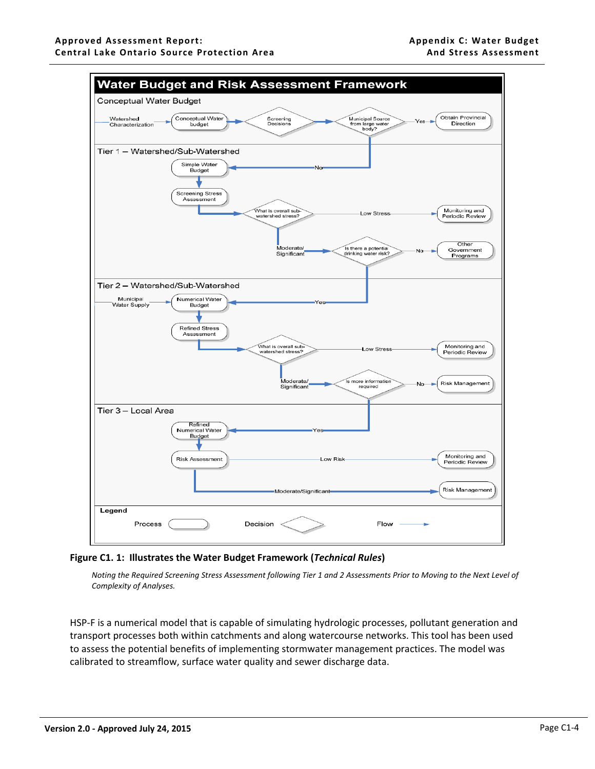**Water Budget and Risk Assessment Framework**

Conceptual Water Budget

Watershed Characterization → Conceptual Water budget → Screening Decisions → Municipal Source from large water body? → Yes → Obtain Provincial Direction

Tier 1 – Watershed/Sub-Watershed

No → Simple Water Budget → Screening Stress Assessment → What is overall sub-watershed stress? → Low Stress → Monitoring and Periodic Review

Moderate/Significant → Is there a potentia drinking water risk? → No → Other Government Programs

Tier 2 – Watershed/Sub-Watershed

Municipal Water Supply → Numerical Water Budget ← Yes

Numerical Water Budget → Refined Stress Assessment → What is overall sub-watershed stress? → Low Stress → Monitoring and Periodic Review

Moderate/Significant → Is more information required → No → Risk Management

Tier 3 – Local Area

Yes → Refined Numerical Water Budget → Risk Assessment → Low Risk → Monitoring and Periodic Review

Risk Assessment → Moderate/Significant → Risk Management

Legend: Process | Decision | Flow

**Figure C1. 1: Illustrates the Water Budget Framework (*Technical Rules*)**

*Noting the Required Screening Stress Assessment following Tier 1 and 2 Assessments Prior to Moving to the Next Level of Complexity of Analyses.*

HSP-F is a numerical model that is capable of simulating hydrologic processes, pollutant generation and transport processes both within catchments and along watercourse networks. This tool has been used to assess the potential benefits of implementing stormwater management practices. The model was calibrated to streamflow, surface water quality and sewer discharge data.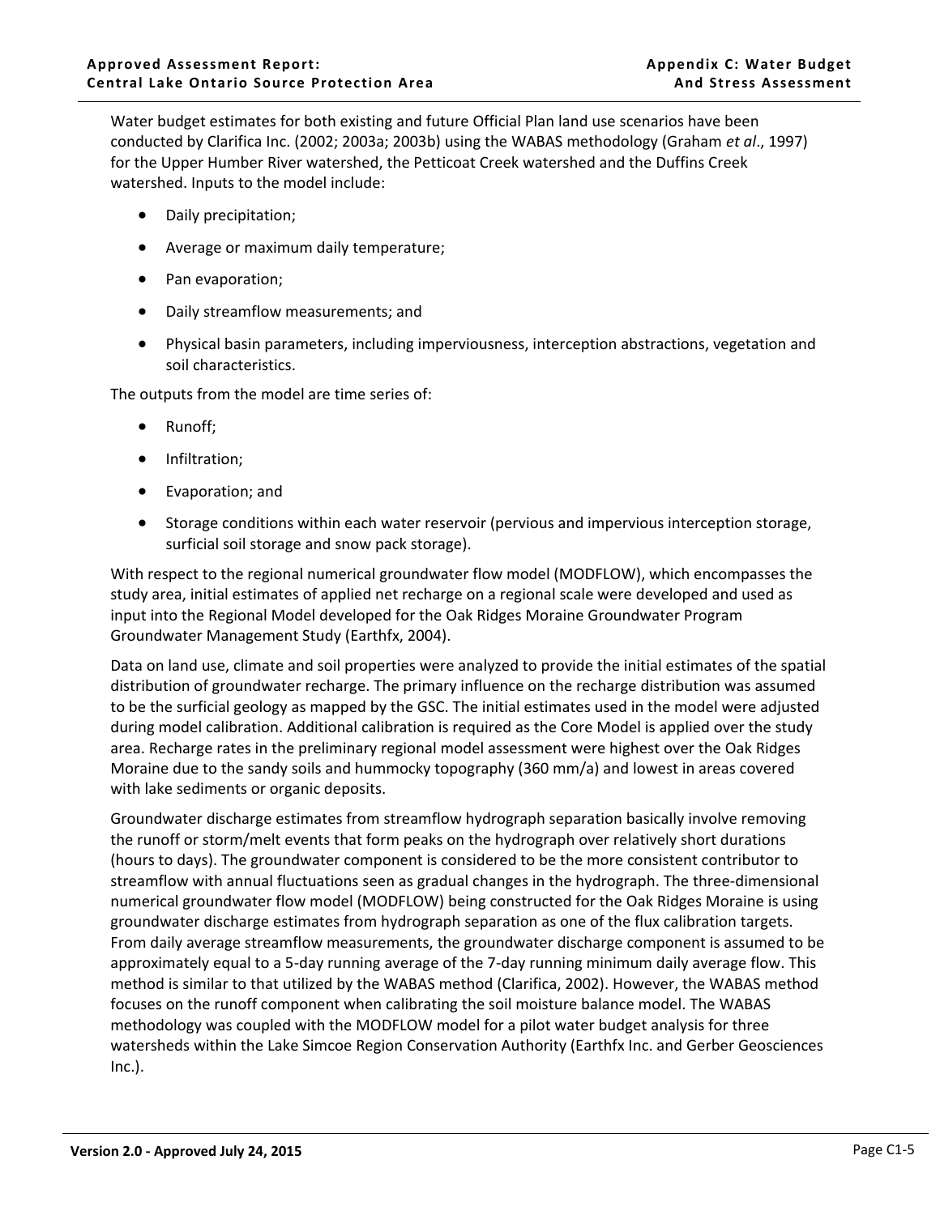Water budget estimates for both existing and future Official Plan land use scenarios have been conducted by Clarifica Inc. (2002; 2003a; 2003b) using the WABAS methodology (Graham *et al*., 1997) for the Upper Humber River watershed, the Petticoat Creek watershed and the Duffins Creek watershed. Inputs to the model include:

- Daily precipitation;
- Average or maximum daily temperature;
- Pan evaporation;
- Daily streamflow measurements; and
- Physical basin parameters, including imperviousness, interception abstractions, vegetation and soil characteristics.

The outputs from the model are time series of:

- Runoff;
- Infiltration;
- Evaporation; and
- Storage conditions within each water reservoir (pervious and impervious interception storage, surficial soil storage and snow pack storage).

With respect to the regional numerical groundwater flow model (MODFLOW), which encompasses the study area, initial estimates of applied net recharge on a regional scale were developed and used as input into the Regional Model developed for the Oak Ridges Moraine Groundwater Program Groundwater Management Study (Earthfx, 2004).

Data on land use, climate and soil properties were analyzed to provide the initial estimates of the spatial distribution of groundwater recharge. The primary influence on the recharge distribution was assumed to be the surficial geology as mapped by the GSC. The initial estimates used in the model were adjusted during model calibration. Additional calibration is required as the Core Model is applied over the study area. Recharge rates in the preliminary regional model assessment were highest over the Oak Ridges Moraine due to the sandy soils and hummocky topography (360 mm/a) and lowest in areas covered with lake sediments or organic deposits.

Groundwater discharge estimates from streamflow hydrograph separation basically involve removing the runoff or storm/melt events that form peaks on the hydrograph over relatively short durations (hours to days). The groundwater component is considered to be the more consistent contributor to streamflow with annual fluctuations seen as gradual changes in the hydrograph. The three-dimensional numerical groundwater flow model (MODFLOW) being constructed for the Oak Ridges Moraine is using groundwater discharge estimates from hydrograph separation as one of the flux calibration targets. From daily average streamflow measurements, the groundwater discharge component is assumed to be approximately equal to a 5-day running average of the 7-day running minimum daily average flow. This method is similar to that utilized by the WABAS method (Clarifica, 2002). However, the WABAS method focuses on the runoff component when calibrating the soil moisture balance model. The WABAS methodology was coupled with the MODFLOW model for a pilot water budget analysis for three watersheds within the Lake Simcoe Region Conservation Authority (Earthfx Inc. and Gerber Geosciences Inc.).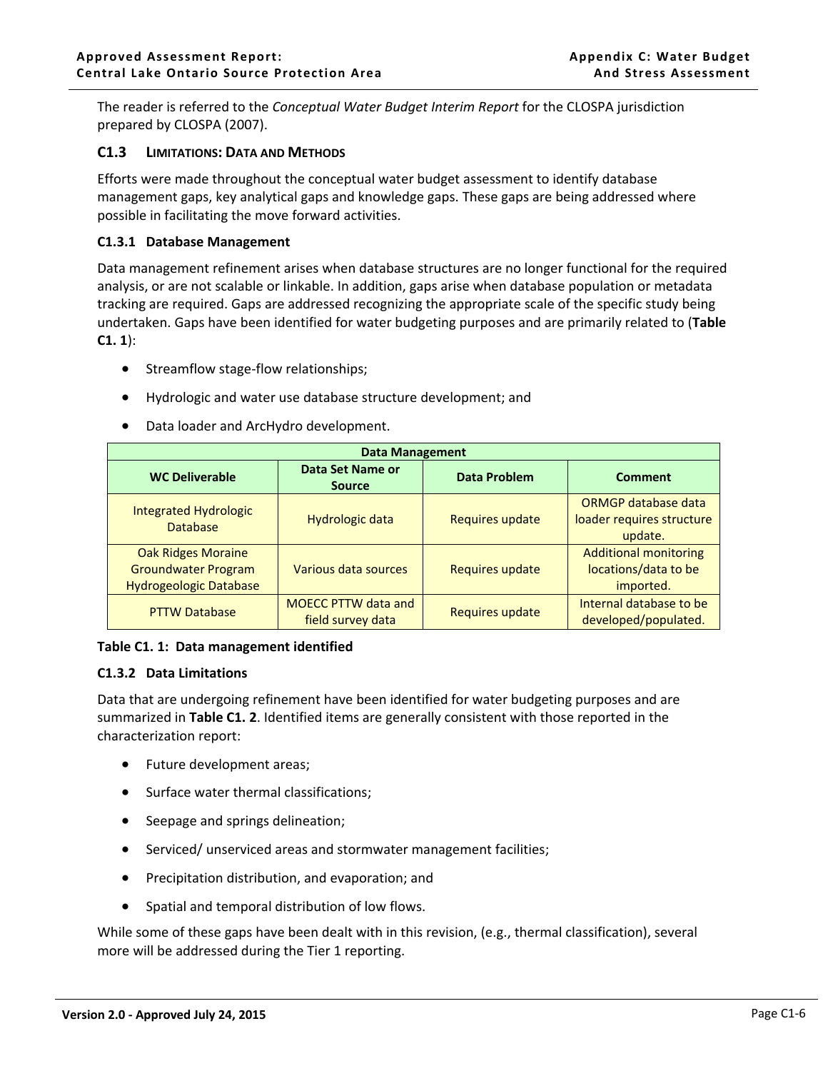The reader is referred to the *Conceptual Water Budget Interim Report* for the CLOSPA jurisdiction prepared by CLOSPA (2007).

## C1.3 Limitations: Data and Methods

Efforts were made throughout the conceptual water budget assessment to identify database management gaps, key analytical gaps and knowledge gaps. These gaps are being addressed where possible in facilitating the move forward activities.

### C1.3.1 Database Management

Data management refinement arises when database structures are no longer functional for the required analysis, or are not scalable or linkable. In addition, gaps arise when database population or metadata tracking are required. Gaps are addressed recognizing the appropriate scale of the specific study being undertaken. Gaps have been identified for water budgeting purposes and are primarily related to (**Table C1. 1**):

- Streamflow stage-flow relationships;
- Hydrologic and water use database structure development; and
- Data loader and ArcHydro development.

| Data Management | | | |
|---|---|---|---|
| **WC Deliverable** | **Data Set Name or Source** | **Data Problem** | **Comment** |
| Integrated Hydrologic Database | Hydrologic data | Requires update | ORMGP database data loader requires structure update. |
| Oak Ridges Moraine Groundwater Program Hydrogeologic Database | Various data sources | Requires update | Additional monitoring locations/data to be imported. |
| PTTW Database | MOECC PTTW data and field survey data | Requires update | Internal database to be developed/populated. |

**Table C1. 1: Data management identified**

### C1.3.2 Data Limitations

Data that are undergoing refinement have been identified for water budgeting purposes and are summarized in **Table C1. 2**. Identified items are generally consistent with those reported in the characterization report:

- Future development areas;
- Surface water thermal classifications;
- Seepage and springs delineation;
- Serviced/ unserviced areas and stormwater management facilities;
- Precipitation distribution, and evaporation; and
- Spatial and temporal distribution of low flows.

While some of these gaps have been dealt with in this revision, (e.g., thermal classification), several more will be addressed during the Tier 1 reporting.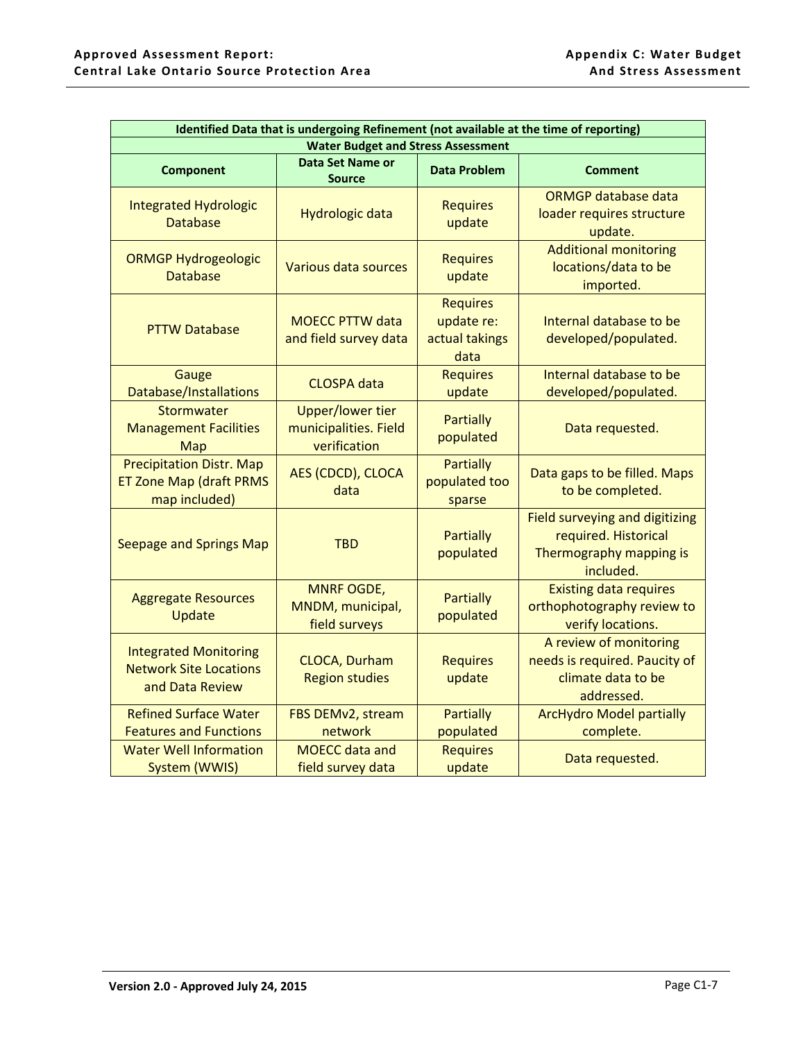| Identified Data that is undergoing Refinement (not available at the time of reporting) | | | |
|---|---|---|---|
| **Water Budget and Stress Assessment** | | | |
| **Component** | **Data Set Name or Source** | **Data Problem** | **Comment** |
| Integrated Hydrologic Database | Hydrologic data | Requires update | ORMGP database data loader requires structure update. |
| ORMGP Hydrogeologic Database | Various data sources | Requires update | Additional monitoring locations/data to be imported. |
| PTTW Database | MOECC PTTW data and field survey data | Requires update re: actual takings data | Internal database to be developed/populated. |
| Gauge Database/Installations | CLOSPA data | Requires update | Internal database to be developed/populated. |
| Stormwater Management Facilities Map | Upper/lower tier municipalities. Field verification | Partially populated | Data requested. |
| Precipitation Distr. Map ET Zone Map (draft PRMS map included) | AES (CDCD), CLOCA data | Partially populated too sparse | Data gaps to be filled. Maps to be completed. |
| Seepage and Springs Map | TBD | Partially populated | Field surveying and digitizing required. Historical Thermography mapping is included. |
| Aggregate Resources Update | MNRF OGDE, MNDM, municipal, field surveys | Partially populated | Existing data requires orthophotography review to verify locations. |
| Integrated Monitoring Network Site Locations and Data Review | CLOCA, Durham Region studies | Requires update | A review of monitoring needs is required. Paucity of climate data to be addressed. |
| Refined Surface Water Features and Functions | FBS DEMv2, stream network | Partially populated | ArcHydro Model partially complete. |
| Water Well Information System (WWIS) | MOECC data and field survey data | Requires update | Data requested. |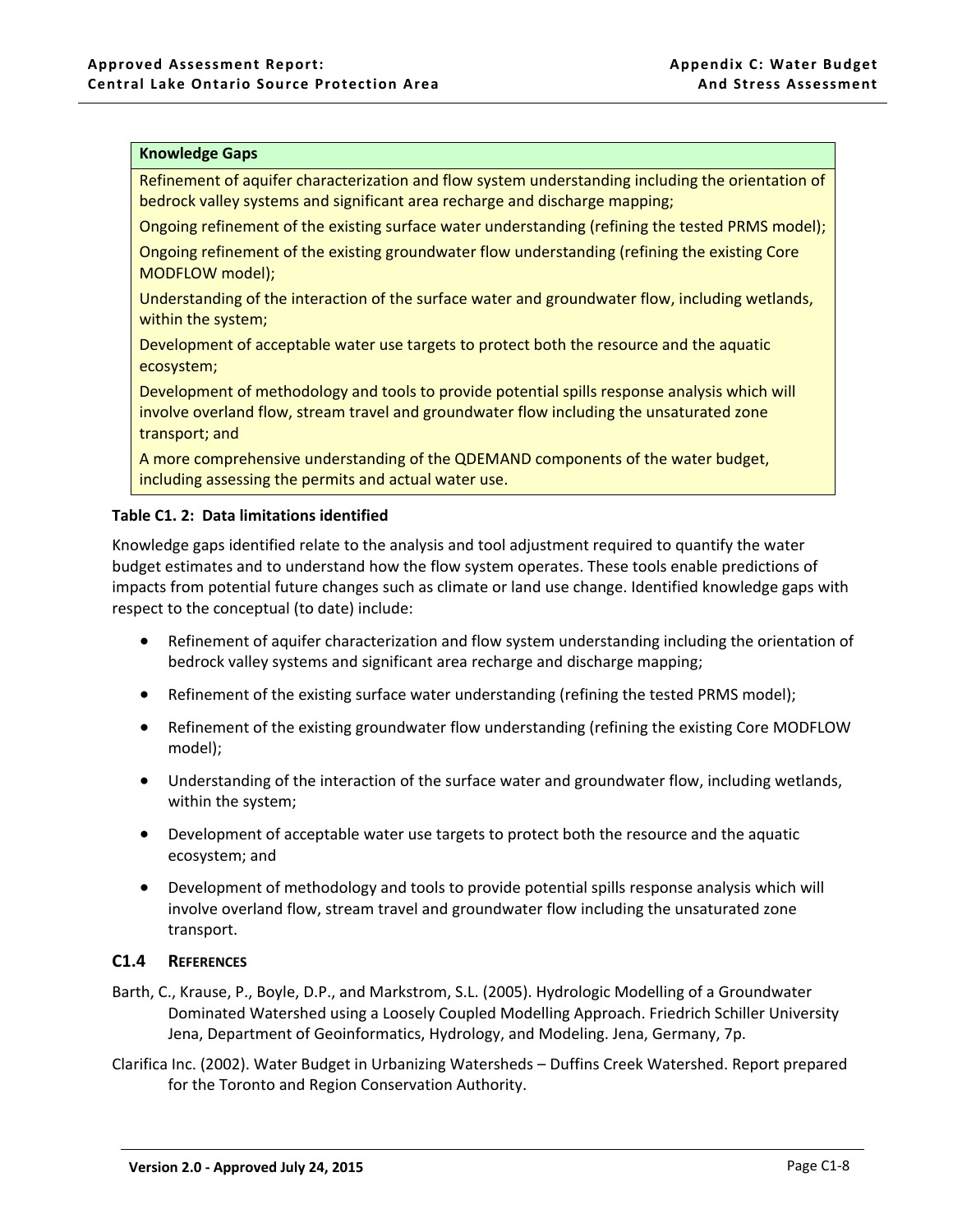| Knowledge Gaps |
| --- |
| Refinement of aquifer characterization and flow system understanding including the orientation of bedrock valley systems and significant area recharge and discharge mapping; |
| Ongoing refinement of the existing surface water understanding (refining the tested PRMS model); |
| Ongoing refinement of the existing groundwater flow understanding (refining the existing Core MODFLOW model); |
| Understanding of the interaction of the surface water and groundwater flow, including wetlands, within the system; |
| Development of acceptable water use targets to protect both the resource and the aquatic ecosystem; |
| Development of methodology and tools to provide potential spills response analysis which will involve overland flow, stream travel and groundwater flow including the unsaturated zone transport; and |
| A more comprehensive understanding of the QDEMAND components of the water budget, including assessing the permits and actual water use. |

**Table C1. 2: Data limitations identified**

Knowledge gaps identified relate to the analysis and tool adjustment required to quantify the water budget estimates and to understand how the flow system operates. These tools enable predictions of impacts from potential future changes such as climate or land use change. Identified knowledge gaps with respect to the conceptual (to date) include:

- Refinement of aquifer characterization and flow system understanding including the orientation of bedrock valley systems and significant area recharge and discharge mapping;
- Refinement of the existing surface water understanding (refining the tested PRMS model);
- Refinement of the existing groundwater flow understanding (refining the existing Core MODFLOW model);
- Understanding of the interaction of the surface water and groundwater flow, including wetlands, within the system;
- Development of acceptable water use targets to protect both the resource and the aquatic ecosystem; and
- Development of methodology and tools to provide potential spills response analysis which will involve overland flow, stream travel and groundwater flow including the unsaturated zone transport.

## C1.4 References

Barth, C., Krause, P., Boyle, D.P., and Markstrom, S.L. (2005). Hydrologic Modelling of a Groundwater Dominated Watershed using a Loosely Coupled Modelling Approach. Friedrich Schiller University Jena, Department of Geoinformatics, Hydrology, and Modeling. Jena, Germany, 7p.

Clarifica Inc. (2002). Water Budget in Urbanizing Watersheds – Duffins Creek Watershed. Report prepared for the Toronto and Region Conservation Authority.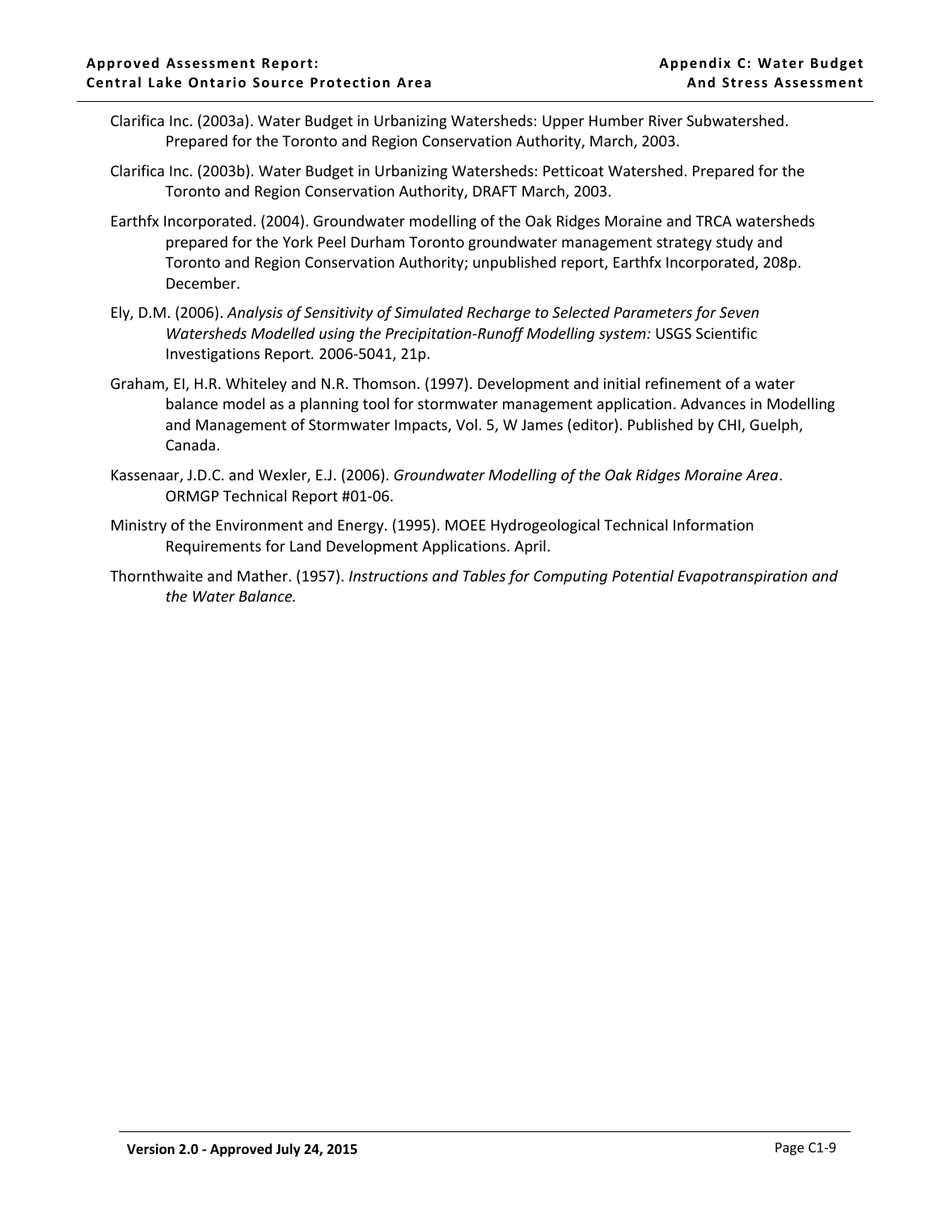Clarifica Inc. (2003a). Water Budget in Urbanizing Watersheds: Upper Humber River Subwatershed. Prepared for the Toronto and Region Conservation Authority, March, 2003.

Clarifica Inc. (2003b). Water Budget in Urbanizing Watersheds: Petticoat Watershed. Prepared for the Toronto and Region Conservation Authority, DRAFT March, 2003.

Earthfx Incorporated. (2004). Groundwater modelling of the Oak Ridges Moraine and TRCA watersheds prepared for the York Peel Durham Toronto groundwater management strategy study and Toronto and Region Conservation Authority; unpublished report, Earthfx Incorporated, 208p. December.

Ely, D.M. (2006). *Analysis of Sensitivity of Simulated Recharge to Selected Parameters for Seven Watersheds Modelled using the Precipitation-Runoff Modelling system:* USGS Scientific Investigations Report*.* 2006-5041, 21p.

Graham, EI, H.R. Whiteley and N.R. Thomson. (1997). Development and initial refinement of a water balance model as a planning tool for stormwater management application. Advances in Modelling and Management of Stormwater Impacts, Vol. 5, W James (editor). Published by CHI, Guelph, Canada.

Kassenaar, J.D.C. and Wexler, E.J. (2006). *Groundwater Modelling of the Oak Ridges Moraine Area*. ORMGP Technical Report #01-06.

Ministry of the Environment and Energy. (1995). MOEE Hydrogeological Technical Information Requirements for Land Development Applications. April.

Thornthwaite and Mather. (1957). *Instructions and Tables for Computing Potential Evapotranspiration and the Water Balance.*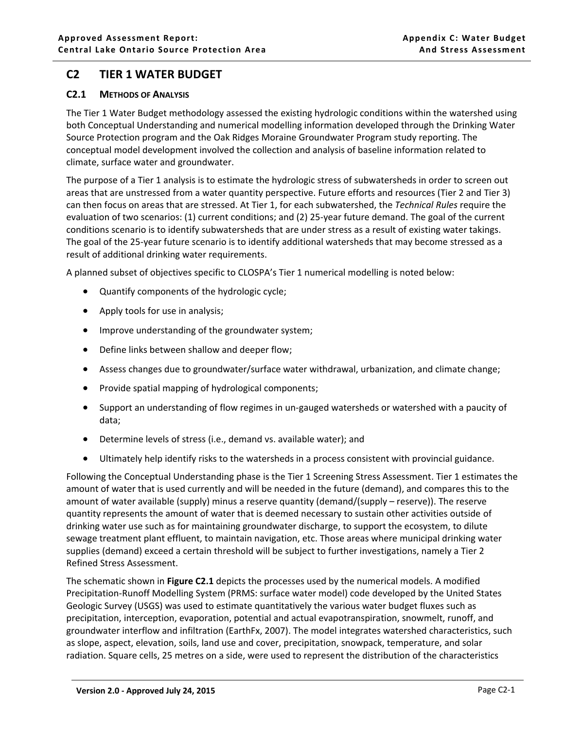## C2 TIER 1 WATER BUDGET

### C2.1 METHODS OF ANALYSIS

The Tier 1 Water Budget methodology assessed the existing hydrologic conditions within the watershed using both Conceptual Understanding and numerical modelling information developed through the Drinking Water Source Protection program and the Oak Ridges Moraine Groundwater Program study reporting. The conceptual model development involved the collection and analysis of baseline information related to climate, surface water and groundwater.

The purpose of a Tier 1 analysis is to estimate the hydrologic stress of subwatersheds in order to screen out areas that are unstressed from a water quantity perspective. Future efforts and resources (Tier 2 and Tier 3) can then focus on areas that are stressed. At Tier 1, for each subwatershed, the *Technical Rules* require the evaluation of two scenarios: (1) current conditions; and (2) 25-year future demand. The goal of the current conditions scenario is to identify subwatersheds that are under stress as a result of existing water takings. The goal of the 25-year future scenario is to identify additional watersheds that may become stressed as a result of additional drinking water requirements.

A planned subset of objectives specific to CLOSPA's Tier 1 numerical modelling is noted below:

- Quantify components of the hydrologic cycle;
- Apply tools for use in analysis;
- Improve understanding of the groundwater system;
- Define links between shallow and deeper flow;
- Assess changes due to groundwater/surface water withdrawal, urbanization, and climate change;
- Provide spatial mapping of hydrological components;
- Support an understanding of flow regimes in un-gauged watersheds or watershed with a paucity of data;
- Determine levels of stress (i.e., demand vs. available water); and
- Ultimately help identify risks to the watersheds in a process consistent with provincial guidance.

Following the Conceptual Understanding phase is the Tier 1 Screening Stress Assessment. Tier 1 estimates the amount of water that is used currently and will be needed in the future (demand), and compares this to the amount of water available (supply) minus a reserve quantity (demand/(supply – reserve)). The reserve quantity represents the amount of water that is deemed necessary to sustain other activities outside of drinking water use such as for maintaining groundwater discharge, to support the ecosystem, to dilute sewage treatment plant effluent, to maintain navigation, etc. Those areas where municipal drinking water supplies (demand) exceed a certain threshold will be subject to further investigations, namely a Tier 2 Refined Stress Assessment.

The schematic shown in **Figure C2.1** depicts the processes used by the numerical models. A modified Precipitation-Runoff Modelling System (PRMS: surface water model) code developed by the United States Geologic Survey (USGS) was used to estimate quantitatively the various water budget fluxes such as precipitation, interception, evaporation, potential and actual evapotranspiration, snowmelt, runoff, and groundwater interflow and infiltration (EarthFx, 2007). The model integrates watershed characteristics, such as slope, aspect, elevation, soils, land use and cover, precipitation, snowpack, temperature, and solar radiation. Square cells, 25 metres on a side, were used to represent the distribution of the characteristics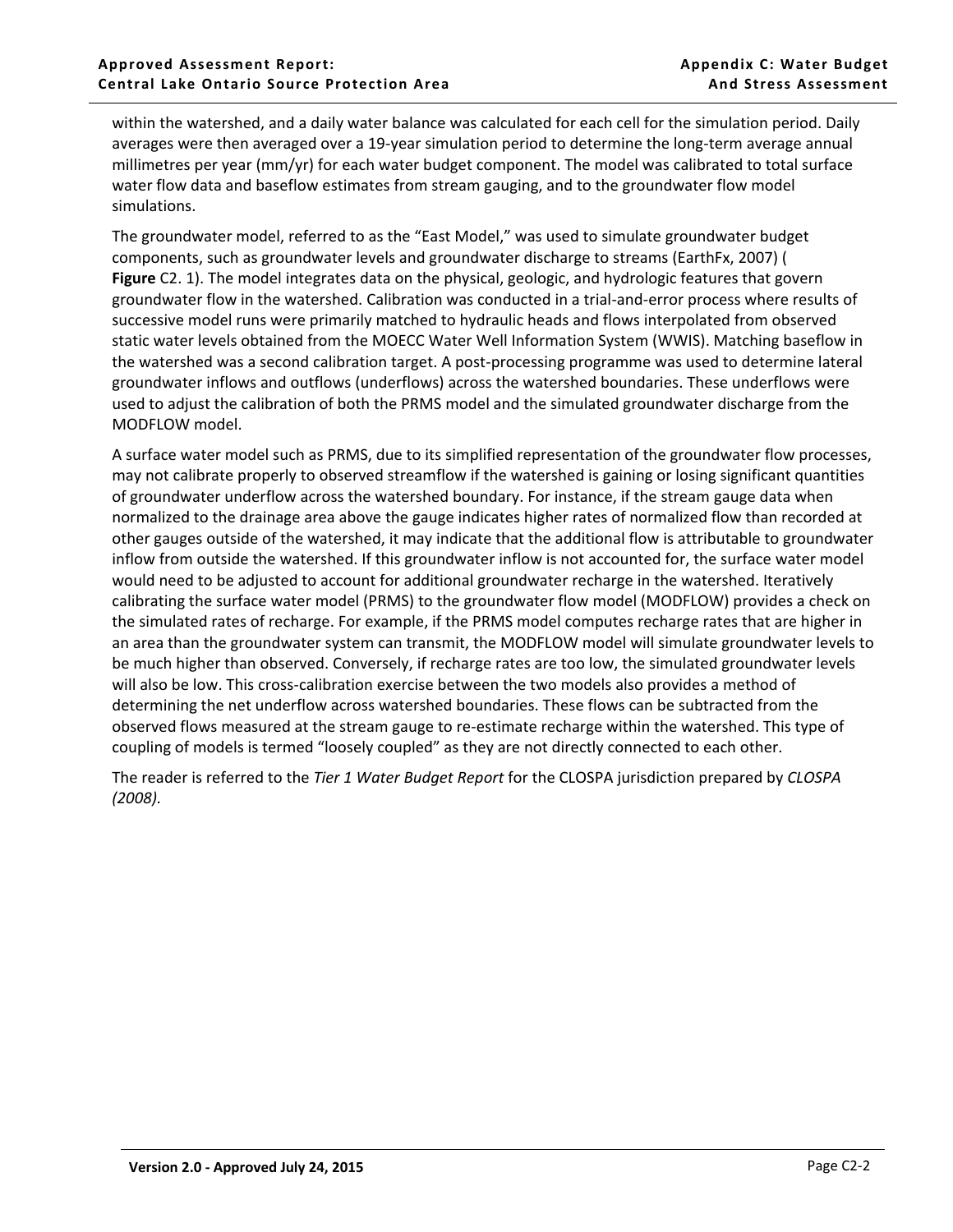within the watershed, and a daily water balance was calculated for each cell for the simulation period. Daily averages were then averaged over a 19-year simulation period to determine the long-term average annual millimetres per year (mm/yr) for each water budget component. The model was calibrated to total surface water flow data and baseflow estimates from stream gauging, and to the groundwater flow model simulations.

The groundwater model, referred to as the "East Model," was used to simulate groundwater budget components, such as groundwater levels and groundwater discharge to streams (EarthFx, 2007) (**Figure** C2. 1). The model integrates data on the physical, geologic, and hydrologic features that govern groundwater flow in the watershed. Calibration was conducted in a trial-and-error process where results of successive model runs were primarily matched to hydraulic heads and flows interpolated from observed static water levels obtained from the MOECC Water Well Information System (WWIS). Matching baseflow in the watershed was a second calibration target. A post-processing programme was used to determine lateral groundwater inflows and outflows (underflows) across the watershed boundaries. These underflows were used to adjust the calibration of both the PRMS model and the simulated groundwater discharge from the MODFLOW model.

A surface water model such as PRMS, due to its simplified representation of the groundwater flow processes, may not calibrate properly to observed streamflow if the watershed is gaining or losing significant quantities of groundwater underflow across the watershed boundary. For instance, if the stream gauge data when normalized to the drainage area above the gauge indicates higher rates of normalized flow than recorded at other gauges outside of the watershed, it may indicate that the additional flow is attributable to groundwater inflow from outside the watershed. If this groundwater inflow is not accounted for, the surface water model would need to be adjusted to account for additional groundwater recharge in the watershed. Iteratively calibrating the surface water model (PRMS) to the groundwater flow model (MODFLOW) provides a check on the simulated rates of recharge. For example, if the PRMS model computes recharge rates that are higher in an area than the groundwater system can transmit, the MODFLOW model will simulate groundwater levels to be much higher than observed. Conversely, if recharge rates are too low, the simulated groundwater levels will also be low. This cross-calibration exercise between the two models also provides a method of determining the net underflow across watershed boundaries. These flows can be subtracted from the observed flows measured at the stream gauge to re-estimate recharge within the watershed. This type of coupling of models is termed "loosely coupled" as they are not directly connected to each other.

The reader is referred to the *Tier 1 Water Budget Report* for the CLOSPA jurisdiction prepared by *CLOSPA (2008).*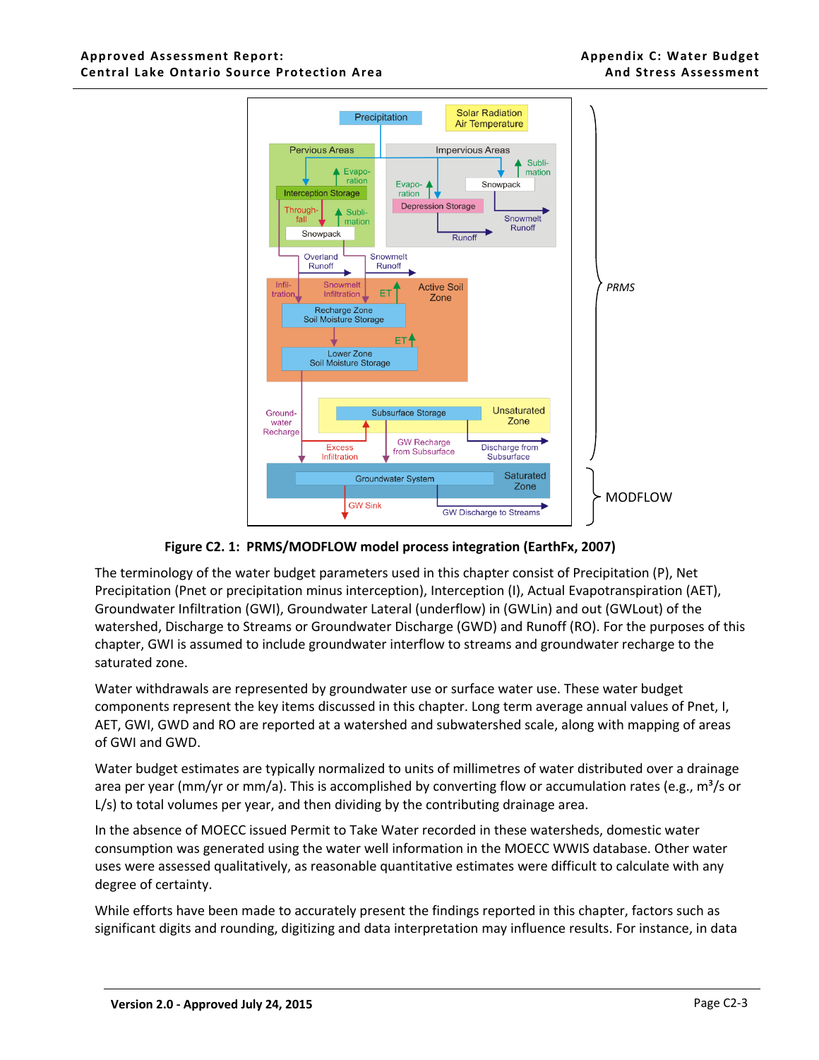**Figure C2. 1: PRMS/MODFLOW model process integration (EarthFx, 2007)**

The terminology of the water budget parameters used in this chapter consist of Precipitation (P), Net Precipitation (Pnet or precipitation minus interception), Interception (I), Actual Evapotranspiration (AET), Groundwater Infiltration (GWI), Groundwater Lateral (underflow) in (GWLin) and out (GWLout) of the watershed, Discharge to Streams or Groundwater Discharge (GWD) and Runoff (RO). For the purposes of this chapter, GWI is assumed to include groundwater interflow to streams and groundwater recharge to the saturated zone.

Water withdrawals are represented by groundwater use or surface water use. These water budget components represent the key items discussed in this chapter. Long term average annual values of Pnet, I, AET, GWI, GWD and RO are reported at a watershed and subwatershed scale, along with mapping of areas of GWI and GWD.

Water budget estimates are typically normalized to units of millimetres of water distributed over a drainage area per year (mm/yr or mm/a). This is accomplished by converting flow or accumulation rates (e.g., $m^3/s$ or L/s) to total volumes per year, and then dividing by the contributing drainage area.

In the absence of MOECC issued Permit to Take Water recorded in these watersheds, domestic water consumption was generated using the water well information in the MOECC WWIS database. Other water uses were assessed qualitatively, as reasonable quantitative estimates were difficult to calculate with any degree of certainty.

While efforts have been made to accurately present the findings reported in this chapter, factors such as significant digits and rounding, digitizing and data interpretation may influence results. For instance, in data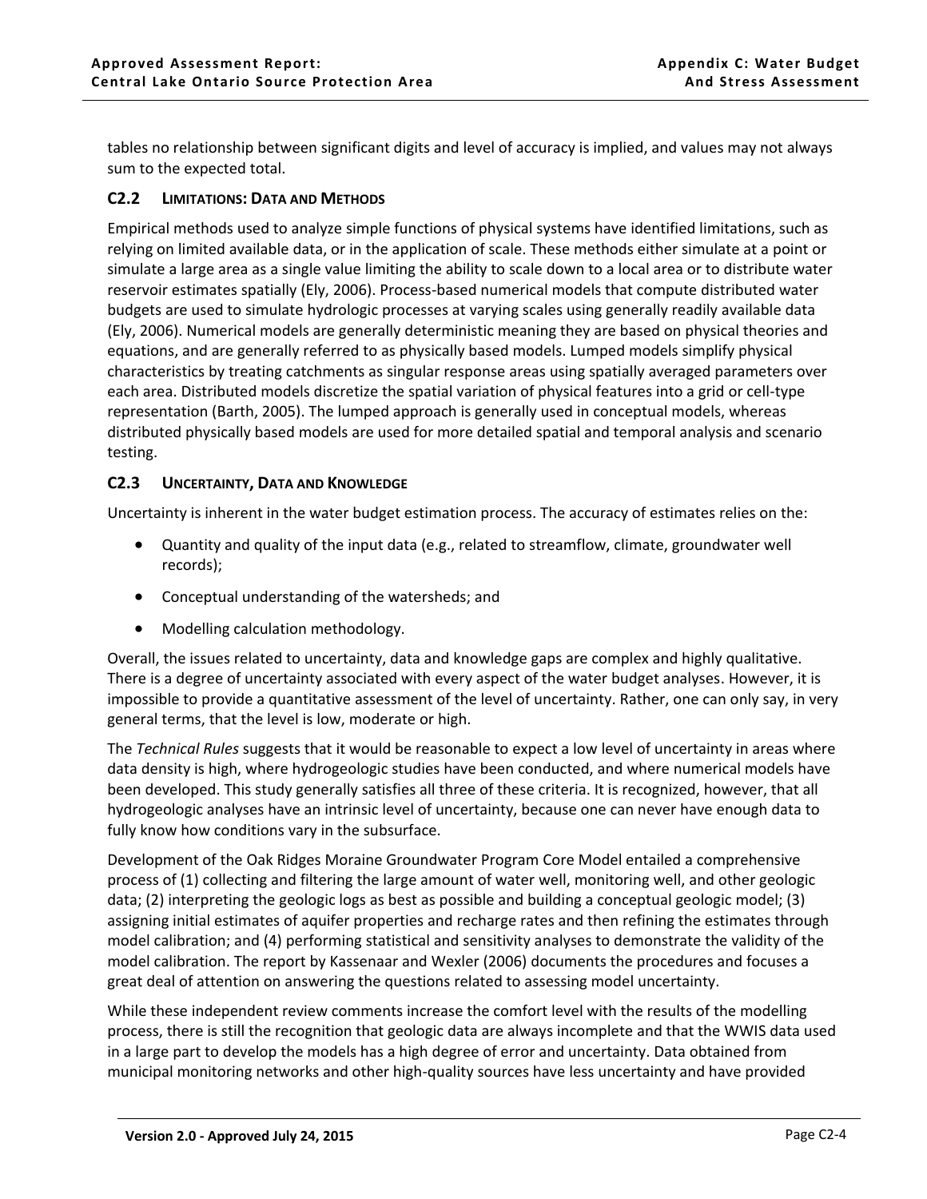tables no relationship between significant digits and level of accuracy is implied, and values may not always sum to the expected total.

### C2.2 Limitations: Data and Methods

Empirical methods used to analyze simple functions of physical systems have identified limitations, such as relying on limited available data, or in the application of scale. These methods either simulate at a point or simulate a large area as a single value limiting the ability to scale down to a local area or to distribute water reservoir estimates spatially (Ely, 2006). Process-based numerical models that compute distributed water budgets are used to simulate hydrologic processes at varying scales using generally readily available data (Ely, 2006). Numerical models are generally deterministic meaning they are based on physical theories and equations, and are generally referred to as physically based models. Lumped models simplify physical characteristics by treating catchments as singular response areas using spatially averaged parameters over each area. Distributed models discretize the spatial variation of physical features into a grid or cell-type representation (Barth, 2005). The lumped approach is generally used in conceptual models, whereas distributed physically based models are used for more detailed spatial and temporal analysis and scenario testing.

### C2.3 Uncertainty, Data and Knowledge

Uncertainty is inherent in the water budget estimation process. The accuracy of estimates relies on the:

- Quantity and quality of the input data (e.g., related to streamflow, climate, groundwater well records);
- Conceptual understanding of the watersheds; and
- Modelling calculation methodology.

Overall, the issues related to uncertainty, data and knowledge gaps are complex and highly qualitative. There is a degree of uncertainty associated with every aspect of the water budget analyses. However, it is impossible to provide a quantitative assessment of the level of uncertainty. Rather, one can only say, in very general terms, that the level is low, moderate or high.

The *Technical Rules* suggests that it would be reasonable to expect a low level of uncertainty in areas where data density is high, where hydrogeologic studies have been conducted, and where numerical models have been developed. This study generally satisfies all three of these criteria. It is recognized, however, that all hydrogeologic analyses have an intrinsic level of uncertainty, because one can never have enough data to fully know how conditions vary in the subsurface.

Development of the Oak Ridges Moraine Groundwater Program Core Model entailed a comprehensive process of (1) collecting and filtering the large amount of water well, monitoring well, and other geologic data; (2) interpreting the geologic logs as best as possible and building a conceptual geologic model; (3) assigning initial estimates of aquifer properties and recharge rates and then refining the estimates through model calibration; and (4) performing statistical and sensitivity analyses to demonstrate the validity of the model calibration. The report by Kassenaar and Wexler (2006) documents the procedures and focuses a great deal of attention on answering the questions related to assessing model uncertainty.

While these independent review comments increase the comfort level with the results of the modelling process, there is still the recognition that geologic data are always incomplete and that the WWIS data used in a large part to develop the models has a high degree of error and uncertainty. Data obtained from municipal monitoring networks and other high-quality sources have less uncertainty and have provided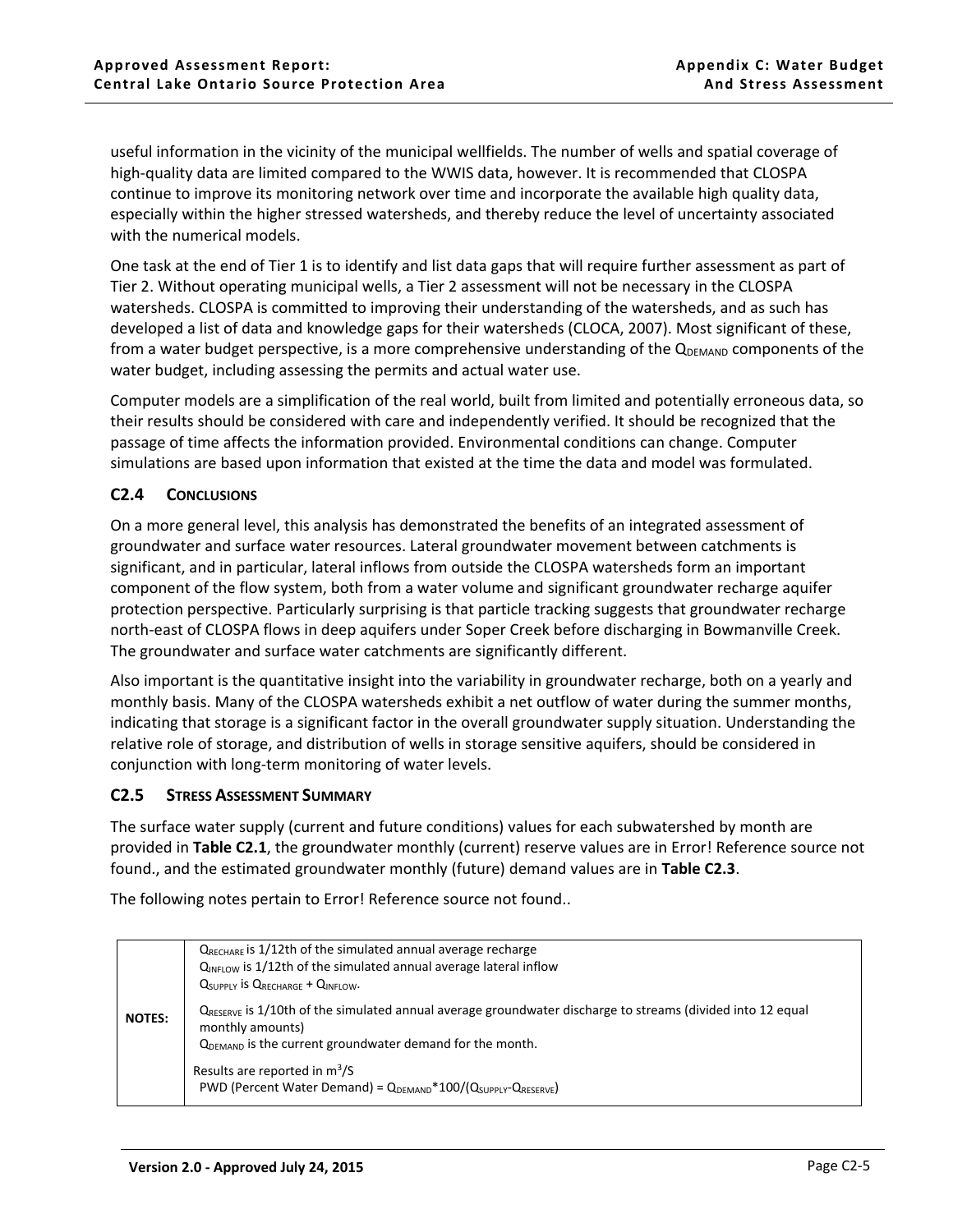useful information in the vicinity of the municipal wellfields. The number of wells and spatial coverage of high-quality data are limited compared to the WWIS data, however. It is recommended that CLOSPA continue to improve its monitoring network over time and incorporate the available high quality data, especially within the higher stressed watersheds, and thereby reduce the level of uncertainty associated with the numerical models.

One task at the end of Tier 1 is to identify and list data gaps that will require further assessment as part of Tier 2. Without operating municipal wells, a Tier 2 assessment will not be necessary in the CLOSPA watersheds. CLOSPA is committed to improving their understanding of the watersheds, and as such has developed a list of data and knowledge gaps for their watersheds (CLOCA, 2007). Most significant of these, from a water budget perspective, is a more comprehensive understanding of the $Q_{DEMAND}$ components of the water budget, including assessing the permits and actual water use.

Computer models are a simplification of the real world, built from limited and potentially erroneous data, so their results should be considered with care and independently verified. It should be recognized that the passage of time affects the information provided. Environmental conditions can change. Computer simulations are based upon information that existed at the time the data and model was formulated.

### C2.4 Conclusions

On a more general level, this analysis has demonstrated the benefits of an integrated assessment of groundwater and surface water resources. Lateral groundwater movement between catchments is significant, and in particular, lateral inflows from outside the CLOSPA watersheds form an important component of the flow system, both from a water volume and significant groundwater recharge aquifer protection perspective. Particularly surprising is that particle tracking suggests that groundwater recharge north-east of CLOSPA flows in deep aquifers under Soper Creek before discharging in Bowmanville Creek. The groundwater and surface water catchments are significantly different.

Also important is the quantitative insight into the variability in groundwater recharge, both on a yearly and monthly basis. Many of the CLOSPA watersheds exhibit a net outflow of water during the summer months, indicating that storage is a significant factor in the overall groundwater supply situation. Understanding the relative role of storage, and distribution of wells in storage sensitive aquifers, should be considered in conjunction with long-term monitoring of water levels.

### C2.5 Stress Assessment Summary

The surface water supply (current and future conditions) values for each subwatershed by month are provided in **Table C2.1**, the groundwater monthly (current) reserve values are in Error! Reference source not found., and the estimated groundwater monthly (future) demand values are in **Table C2.3**.

The following notes pertain to Error! Reference source not found..

| | |
|---|---|
| **NOTES:** | $Q_{RECHARE}$ is 1/12th of the simulated annual average recharge<br>$Q_{INFLOW}$ is 1/12th of the simulated annual average lateral inflow<br>$Q_{SUPPLY}$ is $Q_{RECHARGE}$ + $Q_{INFLOW}$.<br>$Q_{RESERVE}$ is 1/10th of the simulated annual average groundwater discharge to streams (divided into 12 equal monthly amounts)<br>$Q_{DEMAND}$ is the current groundwater demand for the month.<br>Results are reported in $m^3/S$<br>PWD (Percent Water Demand) = $Q_{DEMAND}$*100/($Q_{SUPPLY}$-$Q_{RESERVE}$) |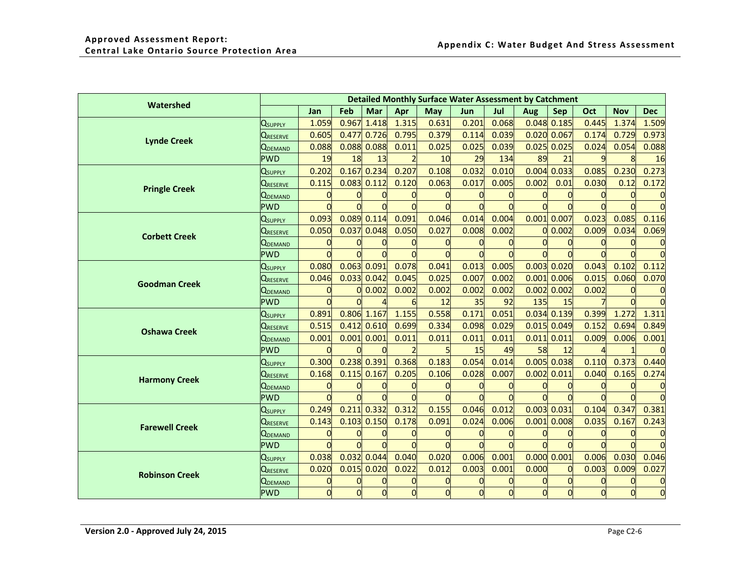| Watershed | Detailed Monthly Surface Water Assessment by Catchment | | | | | | | | | | | | |
|---|---|---|---|---|---|---|---|---|---|---|---|---|---|
| | | Jan | Feb | Mar | Apr | May | Jun | Jul | Aug | Sep | Oct | Nov | Dec |
| Lynde Creek | $Q_{SUPPLY}$ | 1.059 | 0.967 | 1.418 | 1.315 | 0.631 | 0.201 | 0.068 | 0.048 | 0.185 | 0.445 | 1.374 | 1.509 |
| | $Q_{RESERVE}$ | 0.605 | 0.477 | 0.726 | 0.795 | 0.379 | 0.114 | 0.039 | 0.020 | 0.067 | 0.174 | 0.729 | 0.973 |
| | $Q_{DEMAND}$ | 0.088 | 0.088 | 0.088 | 0.011 | 0.025 | 0.025 | 0.039 | 0.025 | 0.025 | 0.024 | 0.054 | 0.088 |
| | PWD | 19 | 18 | 13 | 2 | 10 | 29 | 134 | 89 | 21 | 9 | 8 | 16 |
| Pringle Creek | $Q_{SUPPLY}$ | 0.202 | 0.167 | 0.234 | 0.207 | 0.108 | 0.032 | 0.010 | 0.004 | 0.033 | 0.085 | 0.230 | 0.273 |
| | $Q_{RESERVE}$ | 0.115 | 0.083 | 0.112 | 0.120 | 0.063 | 0.017 | 0.005 | 0.002 | 0.01 | 0.030 | 0.12 | 0.172 |
| | $Q_{DEMAND}$ | 0 | 0 | 0 | 0 | 0 | 0 | 0 | 0 | 0 | 0 | 0 | 0 |
| | PWD | 0 | 0 | 0 | 0 | 0 | 0 | 0 | 0 | 0 | 0 | 0 | 0 |
| Corbett Creek | $Q_{SUPPLY}$ | 0.093 | 0.089 | 0.114 | 0.091 | 0.046 | 0.014 | 0.004 | 0.001 | 0.007 | 0.023 | 0.085 | 0.116 |
| | $Q_{RESERVE}$ | 0.050 | 0.037 | 0.048 | 0.050 | 0.027 | 0.008 | 0.002 | 0 | 0.002 | 0.009 | 0.034 | 0.069 |
| | $Q_{DEMAND}$ | 0 | 0 | 0 | 0 | 0 | 0 | 0 | 0 | 0 | 0 | 0 | 0 |
| | PWD | 0 | 0 | 0 | 0 | 0 | 0 | 0 | 0 | 0 | 0 | 0 | 0 |
| Goodman Creek | $Q_{SUPPLY}$ | 0.080 | 0.063 | 0.091 | 0.078 | 0.041 | 0.013 | 0.005 | 0.003 | 0.020 | 0.043 | 0.102 | 0.112 |
| | $Q_{RESERVE}$ | 0.046 | 0.033 | 0.042 | 0.045 | 0.025 | 0.007 | 0.002 | 0.001 | 0.006 | 0.015 | 0.060 | 0.070 |
| | $Q_{DEMAND}$ | 0 | 0 | 0.002 | 0.002 | 0.002 | 0.002 | 0.002 | 0.002 | 0.002 | 0.002 | 0 | 0 |
| | PWD | 0 | 0 | 4 | 6 | 12 | 35 | 92 | 135 | 15 | 7 | 0 | 0 |
| Oshawa Creek | $Q_{SUPPLY}$ | 0.891 | 0.806 | 1.167 | 1.155 | 0.558 | 0.171 | 0.051 | 0.034 | 0.139 | 0.399 | 1.272 | 1.311 |
| | $Q_{RESERVE}$ | 0.515 | 0.412 | 0.610 | 0.699 | 0.334 | 0.098 | 0.029 | 0.015 | 0.049 | 0.152 | 0.694 | 0.849 |
| | $Q_{DEMAND}$ | 0.001 | 0.001 | 0.001 | 0.011 | 0.011 | 0.011 | 0.011 | 0.011 | 0.011 | 0.009 | 0.006 | 0.001 |
| | PWD | 0 | 0 | 0 | 2 | 5 | 15 | 49 | 58 | 12 | 4 | 1 | 0 |
| Harmony Creek | $Q_{SUPPLY}$ | 0.300 | 0.238 | 0.391 | 0.368 | 0.183 | 0.054 | 0.014 | 0.005 | 0.038 | 0.110 | 0.373 | 0.440 |
| | $Q_{RESERVE}$ | 0.168 | 0.115 | 0.167 | 0.205 | 0.106 | 0.028 | 0.007 | 0.002 | 0.011 | 0.040 | 0.165 | 0.274 |
| | $Q_{DEMAND}$ | 0 | 0 | 0 | 0 | 0 | 0 | 0 | 0 | 0 | 0 | 0 | 0 |
| | PWD | 0 | 0 | 0 | 0 | 0 | 0 | 0 | 0 | 0 | 0 | 0 | 0 |
| Farewell Creek | $Q_{SUPPLY}$ | 0.249 | 0.211 | 0.332 | 0.312 | 0.155 | 0.046 | 0.012 | 0.003 | 0.031 | 0.104 | 0.347 | 0.381 |
| | $Q_{RESERVE}$ | 0.143 | 0.103 | 0.150 | 0.178 | 0.091 | 0.024 | 0.006 | 0.001 | 0.008 | 0.035 | 0.167 | 0.243 |
| | $Q_{DEMAND}$ | 0 | 0 | 0 | 0 | 0 | 0 | 0 | 0 | 0 | 0 | 0 | 0 |
| | PWD | 0 | 0 | 0 | 0 | 0 | 0 | 0 | 0 | 0 | 0 | 0 | 0 |
| Robinson Creek | $Q_{SUPPLY}$ | 0.038 | 0.032 | 0.044 | 0.040 | 0.020 | 0.006 | 0.001 | 0.000 | 0.001 | 0.006 | 0.030 | 0.046 |
| | $Q_{RESERVE}$ | 0.020 | 0.015 | 0.020 | 0.022 | 0.012 | 0.003 | 0.001 | 0.000 | 0 | 0.003 | 0.009 | 0.027 |
| | $Q_{DEMAND}$ | 0 | 0 | 0 | 0 | 0 | 0 | 0 | 0 | 0 | 0 | 0 | 0 |
| | PWD | 0 | 0 | 0 | 0 | 0 | 0 | 0 | 0 | 0 | 0 | 0 | 0 |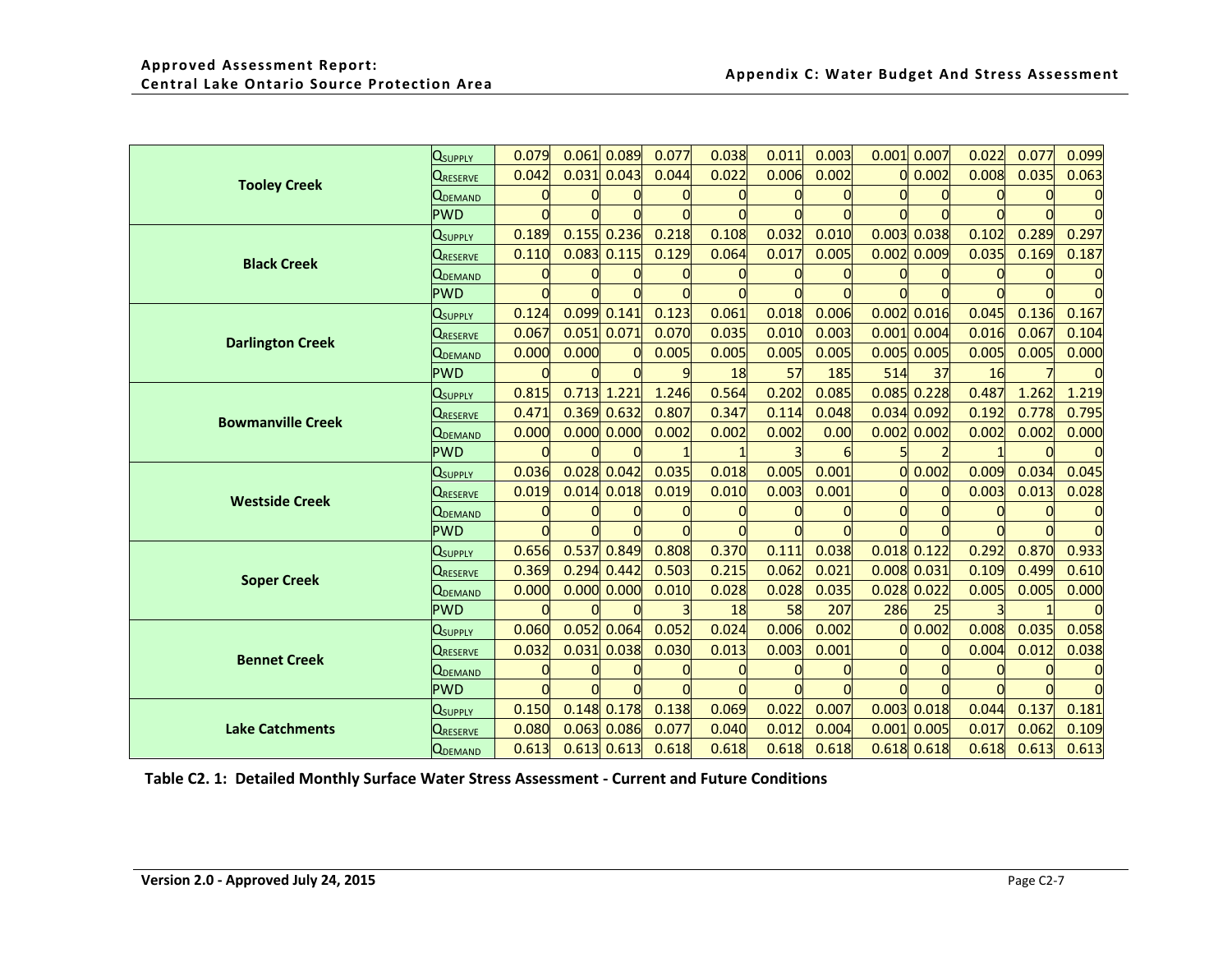| | | | | | | | | | | | | | |
|---|---|---|---|---|---|---|---|---|---|---|---|---|---|
| **Tooley Creek** | $Q_{SUPPLY}$ | 0.079 | 0.061 | 0.089 | 0.077 | 0.038 | 0.011 | 0.003 | 0.001 | 0.007 | 0.022 | 0.077 | 0.099 |
| | $Q_{RESERVE}$ | 0.042 | 0.031 | 0.043 | 0.044 | 0.022 | 0.006 | 0.002 | 0 | 0.002 | 0.008 | 0.035 | 0.063 |
| | $Q_{DEMAND}$ | 0 | 0 | 0 | 0 | 0 | 0 | 0 | 0 | 0 | 0 | 0 | 0 |
| | PWD | 0 | 0 | 0 | 0 | 0 | 0 | 0 | 0 | 0 | 0 | 0 | 0 |
| **Black Creek** | $Q_{SUPPLY}$ | 0.189 | 0.155 | 0.236 | 0.218 | 0.108 | 0.032 | 0.010 | 0.003 | 0.038 | 0.102 | 0.289 | 0.297 |
| | $Q_{RESERVE}$ | 0.110 | 0.083 | 0.115 | 0.129 | 0.064 | 0.017 | 0.005 | 0.002 | 0.009 | 0.035 | 0.169 | 0.187 |
| | $Q_{DEMAND}$ | 0 | 0 | 0 | 0 | 0 | 0 | 0 | 0 | 0 | 0 | 0 | 0 |
| | PWD | 0 | 0 | 0 | 0 | 0 | 0 | 0 | 0 | 0 | 0 | 0 | 0 |
| **Darlington Creek** | $Q_{SUPPLY}$ | 0.124 | 0.099 | 0.141 | 0.123 | 0.061 | 0.018 | 0.006 | 0.002 | 0.016 | 0.045 | 0.136 | 0.167 |
| | $Q_{RESERVE}$ | 0.067 | 0.051 | 0.071 | 0.070 | 0.035 | 0.010 | 0.003 | 0.001 | 0.004 | 0.016 | 0.067 | 0.104 |
| | $Q_{DEMAND}$ | 0.000 | 0.000 | 0 | 0.005 | 0.005 | 0.005 | 0.005 | 0.005 | 0.005 | 0.005 | 0.005 | 0.000 |
| | PWD | 0 | 0 | 0 | 9 | 18 | 57 | 185 | 514 | 37 | 16 | 7 | 0 |
| **Bowmanville Creek** | $Q_{SUPPLY}$ | 0.815 | 0.713 | 1.221 | 1.246 | 0.564 | 0.202 | 0.085 | 0.085 | 0.228 | 0.487 | 1.262 | 1.219 |
| | $Q_{RESERVE}$ | 0.471 | 0.369 | 0.632 | 0.807 | 0.347 | 0.114 | 0.048 | 0.034 | 0.092 | 0.192 | 0.778 | 0.795 |
| | $Q_{DEMAND}$ | 0.000 | 0.000 | 0.000 | 0.002 | 0.002 | 0.002 | 0.00 | 0.002 | 0.002 | 0.002 | 0.002 | 0.000 |
| | PWD | 0 | 0 | 0 | 1 | 1 | 3 | 6 | 5 | 2 | 1 | 0 | 0 |
| **Westside Creek** | $Q_{SUPPLY}$ | 0.036 | 0.028 | 0.042 | 0.035 | 0.018 | 0.005 | 0.001 | 0 | 0.002 | 0.009 | 0.034 | 0.045 |
| | $Q_{RESERVE}$ | 0.019 | 0.014 | 0.018 | 0.019 | 0.010 | 0.003 | 0.001 | 0 | 0 | 0.003 | 0.013 | 0.028 |
| | $Q_{DEMAND}$ | 0 | 0 | 0 | 0 | 0 | 0 | 0 | 0 | 0 | 0 | 0 | 0 |
| | PWD | 0 | 0 | 0 | 0 | 0 | 0 | 0 | 0 | 0 | 0 | 0 | 0 |
| **Soper Creek** | $Q_{SUPPLY}$ | 0.656 | 0.537 | 0.849 | 0.808 | 0.370 | 0.111 | 0.038 | 0.018 | 0.122 | 0.292 | 0.870 | 0.933 |
| | $Q_{RESERVE}$ | 0.369 | 0.294 | 0.442 | 0.503 | 0.215 | 0.062 | 0.021 | 0.008 | 0.031 | 0.109 | 0.499 | 0.610 |
| | $Q_{DEMAND}$ | 0.000 | 0.000 | 0.000 | 0.010 | 0.028 | 0.028 | 0.035 | 0.028 | 0.022 | 0.005 | 0.005 | 0.000 |
| | PWD | 0 | 0 | 0 | 3 | 18 | 58 | 207 | 286 | 25 | 3 | 1 | 0 |
| **Bennet Creek** | $Q_{SUPPLY}$ | 0.060 | 0.052 | 0.064 | 0.052 | 0.024 | 0.006 | 0.002 | 0 | 0.002 | 0.008 | 0.035 | 0.058 |
| | $Q_{RESERVE}$ | 0.032 | 0.031 | 0.038 | 0.030 | 0.013 | 0.003 | 0.001 | 0 | 0 | 0.004 | 0.012 | 0.038 |
| | $Q_{DEMAND}$ | 0 | 0 | 0 | 0 | 0 | 0 | 0 | 0 | 0 | 0 | 0 | 0 |
| | PWD | 0 | 0 | 0 | 0 | 0 | 0 | 0 | 0 | 0 | 0 | 0 | 0 |
| **Lake Catchments** | $Q_{SUPPLY}$ | 0.150 | 0.148 | 0.178 | 0.138 | 0.069 | 0.022 | 0.007 | 0.003 | 0.018 | 0.044 | 0.137 | 0.181 |
| | $Q_{RESERVE}$ | 0.080 | 0.063 | 0.086 | 0.077 | 0.040 | 0.012 | 0.004 | 0.001 | 0.005 | 0.017 | 0.062 | 0.109 |
| | $Q_{DEMAND}$ | 0.613 | 0.613 | 0.613 | 0.618 | 0.618 | 0.618 | 0.618 | 0.618 | 0.618 | 0.618 | 0.613 | 0.613 |

**Table C2. 1: Detailed Monthly Surface Water Stress Assessment - Current and Future Conditions**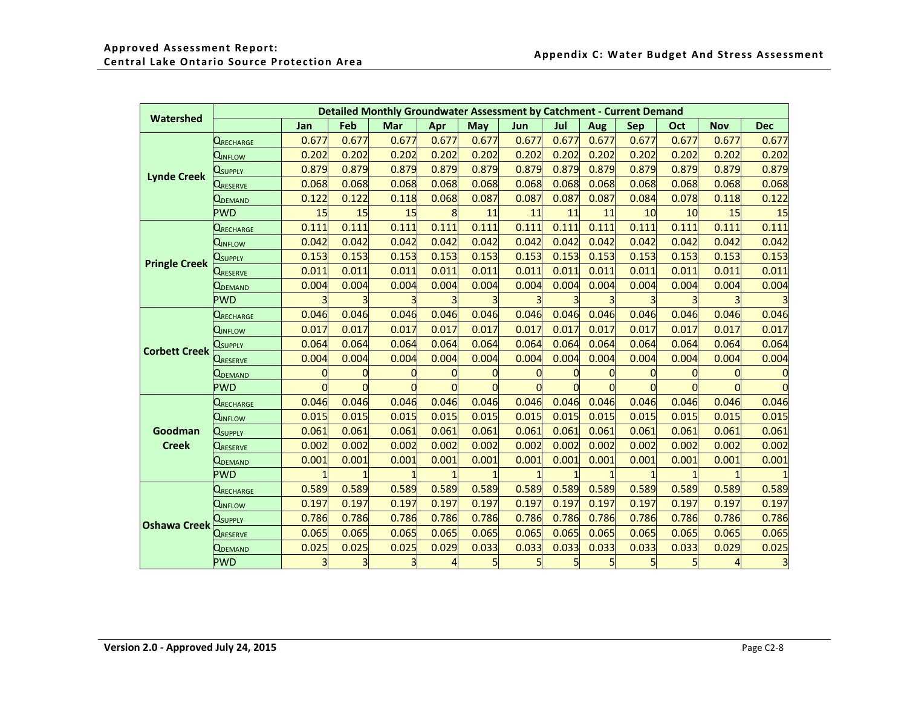| Watershed | Detailed Monthly Groundwater Assessment by Catchment - Current Demand | | | | | | | | | | | | |
|---|---|---|---|---|---|---|---|---|---|---|---|---|---|
| | | Jan | Feb | Mar | Apr | May | Jun | Jul | Aug | Sep | Oct | Nov | Dec |
| Lynde Creek | $Q_{RECHARGE}$ | 0.677 | 0.677 | 0.677 | 0.677 | 0.677 | 0.677 | 0.677 | 0.677 | 0.677 | 0.677 | 0.677 | 0.677 |
| | $Q_{INFLOW}$ | 0.202 | 0.202 | 0.202 | 0.202 | 0.202 | 0.202 | 0.202 | 0.202 | 0.202 | 0.202 | 0.202 | 0.202 |
| | $Q_{SUPPLY}$ | 0.879 | 0.879 | 0.879 | 0.879 | 0.879 | 0.879 | 0.879 | 0.879 | 0.879 | 0.879 | 0.879 | 0.879 |
| | $Q_{RESERVE}$ | 0.068 | 0.068 | 0.068 | 0.068 | 0.068 | 0.068 | 0.068 | 0.068 | 0.068 | 0.068 | 0.068 | 0.068 |
| | $Q_{DEMAND}$ | 0.122 | 0.122 | 0.118 | 0.068 | 0.087 | 0.087 | 0.087 | 0.087 | 0.084 | 0.078 | 0.118 | 0.122 |
| | PWD | 15 | 15 | 15 | 8 | 11 | 11 | 11 | 11 | 10 | 10 | 15 | 15 |
| Pringle Creek | $Q_{RECHARGE}$ | 0.111 | 0.111 | 0.111 | 0.111 | 0.111 | 0.111 | 0.111 | 0.111 | 0.111 | 0.111 | 0.111 | 0.111 |
| | $Q_{INFLOW}$ | 0.042 | 0.042 | 0.042 | 0.042 | 0.042 | 0.042 | 0.042 | 0.042 | 0.042 | 0.042 | 0.042 | 0.042 |
| | $Q_{SUPPLY}$ | 0.153 | 0.153 | 0.153 | 0.153 | 0.153 | 0.153 | 0.153 | 0.153 | 0.153 | 0.153 | 0.153 | 0.153 |
| | $Q_{RESERVE}$ | 0.011 | 0.011 | 0.011 | 0.011 | 0.011 | 0.011 | 0.011 | 0.011 | 0.011 | 0.011 | 0.011 | 0.011 |
| | $Q_{DEMAND}$ | 0.004 | 0.004 | 0.004 | 0.004 | 0.004 | 0.004 | 0.004 | 0.004 | 0.004 | 0.004 | 0.004 | 0.004 |
| | PWD | 3 | 3 | 3 | 3 | 3 | 3 | 3 | 3 | 3 | 3 | 3 | 3 |
| Corbett Creek | $Q_{RECHARGE}$ | 0.046 | 0.046 | 0.046 | 0.046 | 0.046 | 0.046 | 0.046 | 0.046 | 0.046 | 0.046 | 0.046 | 0.046 |
| | $Q_{INFLOW}$ | 0.017 | 0.017 | 0.017 | 0.017 | 0.017 | 0.017 | 0.017 | 0.017 | 0.017 | 0.017 | 0.017 | 0.017 |
| | $Q_{SUPPLY}$ | 0.064 | 0.064 | 0.064 | 0.064 | 0.064 | 0.064 | 0.064 | 0.064 | 0.064 | 0.064 | 0.064 | 0.064 |
| | $Q_{RESERVE}$ | 0.004 | 0.004 | 0.004 | 0.004 | 0.004 | 0.004 | 0.004 | 0.004 | 0.004 | 0.004 | 0.004 | 0.004 |
| | $Q_{DEMAND}$ | 0 | 0 | 0 | 0 | 0 | 0 | 0 | 0 | 0 | 0 | 0 | 0 |
| | PWD | 0 | 0 | 0 | 0 | 0 | 0 | 0 | 0 | 0 | 0 | 0 | 0 |
| Goodman Creek | $Q_{RECHARGE}$ | 0.046 | 0.046 | 0.046 | 0.046 | 0.046 | 0.046 | 0.046 | 0.046 | 0.046 | 0.046 | 0.046 | 0.046 |
| | $Q_{INFLOW}$ | 0.015 | 0.015 | 0.015 | 0.015 | 0.015 | 0.015 | 0.015 | 0.015 | 0.015 | 0.015 | 0.015 | 0.015 |
| | $Q_{SUPPLY}$ | 0.061 | 0.061 | 0.061 | 0.061 | 0.061 | 0.061 | 0.061 | 0.061 | 0.061 | 0.061 | 0.061 | 0.061 |
| | $Q_{RESERVE}$ | 0.002 | 0.002 | 0.002 | 0.002 | 0.002 | 0.002 | 0.002 | 0.002 | 0.002 | 0.002 | 0.002 | 0.002 |
| | $Q_{DEMAND}$ | 0.001 | 0.001 | 0.001 | 0.001 | 0.001 | 0.001 | 0.001 | 0.001 | 0.001 | 0.001 | 0.001 | 0.001 |
| | PWD | 1 | 1 | 1 | 1 | 1 | 1 | 1 | 1 | 1 | 1 | 1 | 1 |
| Oshawa Creek | $Q_{RECHARGE}$ | 0.589 | 0.589 | 0.589 | 0.589 | 0.589 | 0.589 | 0.589 | 0.589 | 0.589 | 0.589 | 0.589 | 0.589 |
| | $Q_{INFLOW}$ | 0.197 | 0.197 | 0.197 | 0.197 | 0.197 | 0.197 | 0.197 | 0.197 | 0.197 | 0.197 | 0.197 | 0.197 |
| | $Q_{SUPPLY}$ | 0.786 | 0.786 | 0.786 | 0.786 | 0.786 | 0.786 | 0.786 | 0.786 | 0.786 | 0.786 | 0.786 | 0.786 |
| | $Q_{RESERVE}$ | 0.065 | 0.065 | 0.065 | 0.065 | 0.065 | 0.065 | 0.065 | 0.065 | 0.065 | 0.065 | 0.065 | 0.065 |
| | $Q_{DEMAND}$ | 0.025 | 0.025 | 0.025 | 0.029 | 0.033 | 0.033 | 0.033 | 0.033 | 0.033 | 0.033 | 0.029 | 0.025 |
| | PWD | 3 | 3 | 3 | 4 | 5 | 5 | 5 | 5 | 5 | 5 | 4 | 3 |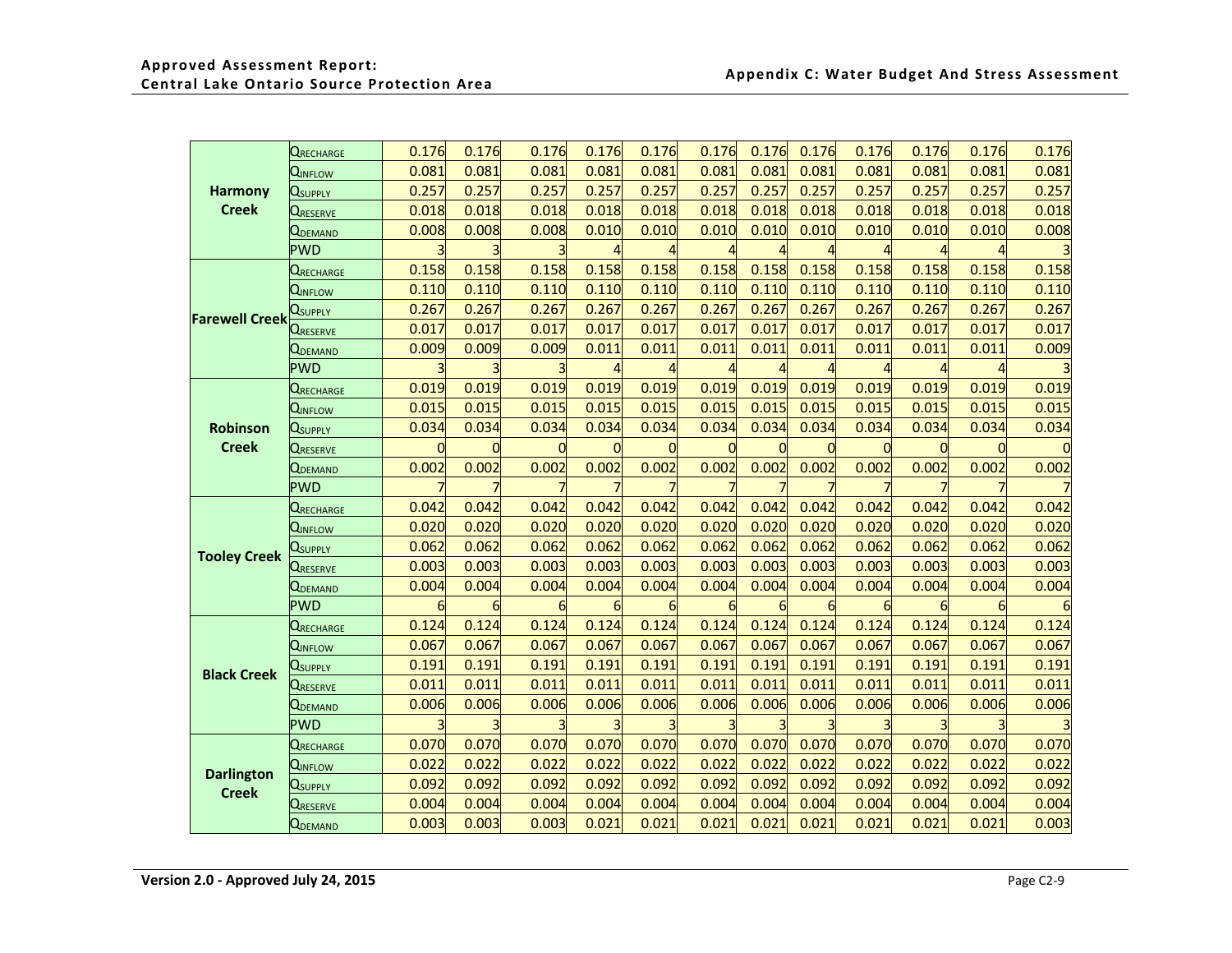| | | | | | | | | | | | | | |
|---|---|---|---|---|---|---|---|---|---|---|---|---|---|
| **Harmony Creek** | $Q_{RECHARGE}$ | 0.176 | 0.176 | 0.176 | 0.176 | 0.176 | 0.176 | 0.176 | 0.176 | 0.176 | 0.176 | 0.176 | 0.176 |
| | $Q_{INFLOW}$ | 0.081 | 0.081 | 0.081 | 0.081 | 0.081 | 0.081 | 0.081 | 0.081 | 0.081 | 0.081 | 0.081 | 0.081 |
| | $Q_{SUPPLY}$ | 0.257 | 0.257 | 0.257 | 0.257 | 0.257 | 0.257 | 0.257 | 0.257 | 0.257 | 0.257 | 0.257 | 0.257 |
| | $Q_{RESERVE}$ | 0.018 | 0.018 | 0.018 | 0.018 | 0.018 | 0.018 | 0.018 | 0.018 | 0.018 | 0.018 | 0.018 | 0.018 |
| | $Q_{DEMAND}$ | 0.008 | 0.008 | 0.008 | 0.010 | 0.010 | 0.010 | 0.010 | 0.010 | 0.010 | 0.010 | 0.010 | 0.008 |
| | PWD | 3 | 3 | 3 | 4 | 4 | 4 | 4 | 4 | 4 | 4 | 4 | 3 |
| **Farewell Creek** | $Q_{RECHARGE}$ | 0.158 | 0.158 | 0.158 | 0.158 | 0.158 | 0.158 | 0.158 | 0.158 | 0.158 | 0.158 | 0.158 | 0.158 |
| | $Q_{INFLOW}$ | 0.110 | 0.110 | 0.110 | 0.110 | 0.110 | 0.110 | 0.110 | 0.110 | 0.110 | 0.110 | 0.110 | 0.110 |
| | $Q_{SUPPLY}$ | 0.267 | 0.267 | 0.267 | 0.267 | 0.267 | 0.267 | 0.267 | 0.267 | 0.267 | 0.267 | 0.267 | 0.267 |
| | $Q_{RESERVE}$ | 0.017 | 0.017 | 0.017 | 0.017 | 0.017 | 0.017 | 0.017 | 0.017 | 0.017 | 0.017 | 0.017 | 0.017 |
| | $Q_{DEMAND}$ | 0.009 | 0.009 | 0.009 | 0.011 | 0.011 | 0.011 | 0.011 | 0.011 | 0.011 | 0.011 | 0.011 | 0.009 |
| | PWD | 3 | 3 | 3 | 4 | 4 | 4 | 4 | 4 | 4 | 4 | 4 | 3 |
| **Robinson Creek** | $Q_{RECHARGE}$ | 0.019 | 0.019 | 0.019 | 0.019 | 0.019 | 0.019 | 0.019 | 0.019 | 0.019 | 0.019 | 0.019 | 0.019 |
| | $Q_{INFLOW}$ | 0.015 | 0.015 | 0.015 | 0.015 | 0.015 | 0.015 | 0.015 | 0.015 | 0.015 | 0.015 | 0.015 | 0.015 |
| | $Q_{SUPPLY}$ | 0.034 | 0.034 | 0.034 | 0.034 | 0.034 | 0.034 | 0.034 | 0.034 | 0.034 | 0.034 | 0.034 | 0.034 |
| | $Q_{RESERVE}$ | 0 | 0 | 0 | 0 | 0 | 0 | 0 | 0 | 0 | 0 | 0 | 0 |
| | $Q_{DEMAND}$ | 0.002 | 0.002 | 0.002 | 0.002 | 0.002 | 0.002 | 0.002 | 0.002 | 0.002 | 0.002 | 0.002 | 0.002 |
| | PWD | 7 | 7 | 7 | 7 | 7 | 7 | 7 | 7 | 7 | 7 | 7 | 7 |
| **Tooley Creek** | $Q_{RECHARGE}$ | 0.042 | 0.042 | 0.042 | 0.042 | 0.042 | 0.042 | 0.042 | 0.042 | 0.042 | 0.042 | 0.042 | 0.042 |
| | $Q_{INFLOW}$ | 0.020 | 0.020 | 0.020 | 0.020 | 0.020 | 0.020 | 0.020 | 0.020 | 0.020 | 0.020 | 0.020 | 0.020 |
| | $Q_{SUPPLY}$ | 0.062 | 0.062 | 0.062 | 0.062 | 0.062 | 0.062 | 0.062 | 0.062 | 0.062 | 0.062 | 0.062 | 0.062 |
| | $Q_{RESERVE}$ | 0.003 | 0.003 | 0.003 | 0.003 | 0.003 | 0.003 | 0.003 | 0.003 | 0.003 | 0.003 | 0.003 | 0.003 |
| | $Q_{DEMAND}$ | 0.004 | 0.004 | 0.004 | 0.004 | 0.004 | 0.004 | 0.004 | 0.004 | 0.004 | 0.004 | 0.004 | 0.004 |
| | PWD | 6 | 6 | 6 | 6 | 6 | 6 | 6 | 6 | 6 | 6 | 6 | 6 |
| **Black Creek** | $Q_{RECHARGE}$ | 0.124 | 0.124 | 0.124 | 0.124 | 0.124 | 0.124 | 0.124 | 0.124 | 0.124 | 0.124 | 0.124 | 0.124 |
| | $Q_{INFLOW}$ | 0.067 | 0.067 | 0.067 | 0.067 | 0.067 | 0.067 | 0.067 | 0.067 | 0.067 | 0.067 | 0.067 | 0.067 |
| | $Q_{SUPPLY}$ | 0.191 | 0.191 | 0.191 | 0.191 | 0.191 | 0.191 | 0.191 | 0.191 | 0.191 | 0.191 | 0.191 | 0.191 |
| | $Q_{RESERVE}$ | 0.011 | 0.011 | 0.011 | 0.011 | 0.011 | 0.011 | 0.011 | 0.011 | 0.011 | 0.011 | 0.011 | 0.011 |
| | $Q_{DEMAND}$ | 0.006 | 0.006 | 0.006 | 0.006 | 0.006 | 0.006 | 0.006 | 0.006 | 0.006 | 0.006 | 0.006 | 0.006 |
| | PWD | 3 | 3 | 3 | 3 | 3 | 3 | 3 | 3 | 3 | 3 | 3 | 3 |
| **Darlington Creek** | $Q_{RECHARGE}$ | 0.070 | 0.070 | 0.070 | 0.070 | 0.070 | 0.070 | 0.070 | 0.070 | 0.070 | 0.070 | 0.070 | 0.070 |
| | $Q_{INFLOW}$ | 0.022 | 0.022 | 0.022 | 0.022 | 0.022 | 0.022 | 0.022 | 0.022 | 0.022 | 0.022 | 0.022 | 0.022 |
| | $Q_{SUPPLY}$ | 0.092 | 0.092 | 0.092 | 0.092 | 0.092 | 0.092 | 0.092 | 0.092 | 0.092 | 0.092 | 0.092 | 0.092 |
| | $Q_{RESERVE}$ | 0.004 | 0.004 | 0.004 | 0.004 | 0.004 | 0.004 | 0.004 | 0.004 | 0.004 | 0.004 | 0.004 | 0.004 |
| | $Q_{DEMAND}$ | 0.003 | 0.003 | 0.003 | 0.021 | 0.021 | 0.021 | 0.021 | 0.021 | 0.021 | 0.021 | 0.021 | 0.003 |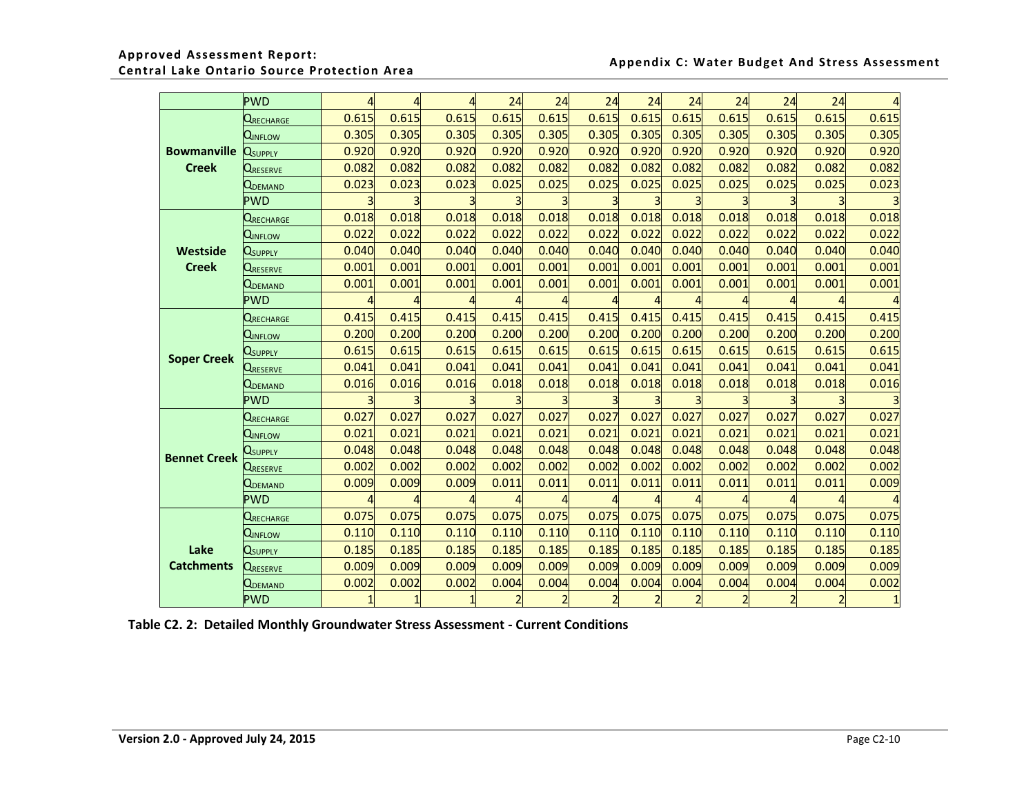| | | | | | | | | | | | | | |
|---|---|---|---|---|---|---|---|---|---|---|---|---|---|
| | PWD | 4 | 4 | 4 | 24 | 24 | 24 | 24 | 24 | 24 | 24 | 24 | 4 |
| **Bowmanville Creek** | $Q_{RECHARGE}$ | 0.615 | 0.615 | 0.615 | 0.615 | 0.615 | 0.615 | 0.615 | 0.615 | 0.615 | 0.615 | 0.615 | 0.615 |
| | $Q_{INFLOW}$ | 0.305 | 0.305 | 0.305 | 0.305 | 0.305 | 0.305 | 0.305 | 0.305 | 0.305 | 0.305 | 0.305 | 0.305 |
| | $Q_{SUPPLY}$ | 0.920 | 0.920 | 0.920 | 0.920 | 0.920 | 0.920 | 0.920 | 0.920 | 0.920 | 0.920 | 0.920 | 0.920 |
| | $Q_{RESERVE}$ | 0.082 | 0.082 | 0.082 | 0.082 | 0.082 | 0.082 | 0.082 | 0.082 | 0.082 | 0.082 | 0.082 | 0.082 |
| | $Q_{DEMAND}$ | 0.023 | 0.023 | 0.023 | 0.025 | 0.025 | 0.025 | 0.025 | 0.025 | 0.025 | 0.025 | 0.025 | 0.023 |
| | PWD | 3 | 3 | 3 | 3 | 3 | 3 | 3 | 3 | 3 | 3 | 3 | 3 |
| **Westside Creek** | $Q_{RECHARGE}$ | 0.018 | 0.018 | 0.018 | 0.018 | 0.018 | 0.018 | 0.018 | 0.018 | 0.018 | 0.018 | 0.018 | 0.018 |
| | $Q_{INFLOW}$ | 0.022 | 0.022 | 0.022 | 0.022 | 0.022 | 0.022 | 0.022 | 0.022 | 0.022 | 0.022 | 0.022 | 0.022 |
| | $Q_{SUPPLY}$ | 0.040 | 0.040 | 0.040 | 0.040 | 0.040 | 0.040 | 0.040 | 0.040 | 0.040 | 0.040 | 0.040 | 0.040 |
| | $Q_{RESERVE}$ | 0.001 | 0.001 | 0.001 | 0.001 | 0.001 | 0.001 | 0.001 | 0.001 | 0.001 | 0.001 | 0.001 | 0.001 |
| | $Q_{DEMAND}$ | 0.001 | 0.001 | 0.001 | 0.001 | 0.001 | 0.001 | 0.001 | 0.001 | 0.001 | 0.001 | 0.001 | 0.001 |
| | PWD | 4 | 4 | 4 | 4 | 4 | 4 | 4 | 4 | 4 | 4 | 4 | 4 |
| **Soper Creek** | $Q_{RECHARGE}$ | 0.415 | 0.415 | 0.415 | 0.415 | 0.415 | 0.415 | 0.415 | 0.415 | 0.415 | 0.415 | 0.415 | 0.415 |
| | $Q_{INFLOW}$ | 0.200 | 0.200 | 0.200 | 0.200 | 0.200 | 0.200 | 0.200 | 0.200 | 0.200 | 0.200 | 0.200 | 0.200 |
| | $Q_{SUPPLY}$ | 0.615 | 0.615 | 0.615 | 0.615 | 0.615 | 0.615 | 0.615 | 0.615 | 0.615 | 0.615 | 0.615 | 0.615 |
| | $Q_{RESERVE}$ | 0.041 | 0.041 | 0.041 | 0.041 | 0.041 | 0.041 | 0.041 | 0.041 | 0.041 | 0.041 | 0.041 | 0.041 |
| | $Q_{DEMAND}$ | 0.016 | 0.016 | 0.016 | 0.018 | 0.018 | 0.018 | 0.018 | 0.018 | 0.018 | 0.018 | 0.018 | 0.016 |
| | PWD | 3 | 3 | 3 | 3 | 3 | 3 | 3 | 3 | 3 | 3 | 3 | 3 |
| **Bennet Creek** | $Q_{RECHARGE}$ | 0.027 | 0.027 | 0.027 | 0.027 | 0.027 | 0.027 | 0.027 | 0.027 | 0.027 | 0.027 | 0.027 | 0.027 |
| | $Q_{INFLOW}$ | 0.021 | 0.021 | 0.021 | 0.021 | 0.021 | 0.021 | 0.021 | 0.021 | 0.021 | 0.021 | 0.021 | 0.021 |
| | $Q_{SUPPLY}$ | 0.048 | 0.048 | 0.048 | 0.048 | 0.048 | 0.048 | 0.048 | 0.048 | 0.048 | 0.048 | 0.048 | 0.048 |
| | $Q_{RESERVE}$ | 0.002 | 0.002 | 0.002 | 0.002 | 0.002 | 0.002 | 0.002 | 0.002 | 0.002 | 0.002 | 0.002 | 0.002 |
| | $Q_{DEMAND}$ | 0.009 | 0.009 | 0.009 | 0.011 | 0.011 | 0.011 | 0.011 | 0.011 | 0.011 | 0.011 | 0.011 | 0.009 |
| | PWD | 4 | 4 | 4 | 4 | 4 | 4 | 4 | 4 | 4 | 4 | 4 | 4 |
| **Lake Catchments** | $Q_{RECHARGE}$ | 0.075 | 0.075 | 0.075 | 0.075 | 0.075 | 0.075 | 0.075 | 0.075 | 0.075 | 0.075 | 0.075 | 0.075 |
| | $Q_{INFLOW}$ | 0.110 | 0.110 | 0.110 | 0.110 | 0.110 | 0.110 | 0.110 | 0.110 | 0.110 | 0.110 | 0.110 | 0.110 |
| | $Q_{SUPPLY}$ | 0.185 | 0.185 | 0.185 | 0.185 | 0.185 | 0.185 | 0.185 | 0.185 | 0.185 | 0.185 | 0.185 | 0.185 |
| | $Q_{RESERVE}$ | 0.009 | 0.009 | 0.009 | 0.009 | 0.009 | 0.009 | 0.009 | 0.009 | 0.009 | 0.009 | 0.009 | 0.009 |
| | $Q_{DEMAND}$ | 0.002 | 0.002 | 0.002 | 0.004 | 0.004 | 0.004 | 0.004 | 0.004 | 0.004 | 0.004 | 0.004 | 0.002 |
| | PWD | 1 | 1 | 1 | 2 | 2 | 2 | 2 | 2 | 2 | 2 | 2 | 1 |

**Table C2. 2: Detailed Monthly Groundwater Stress Assessment - Current Conditions**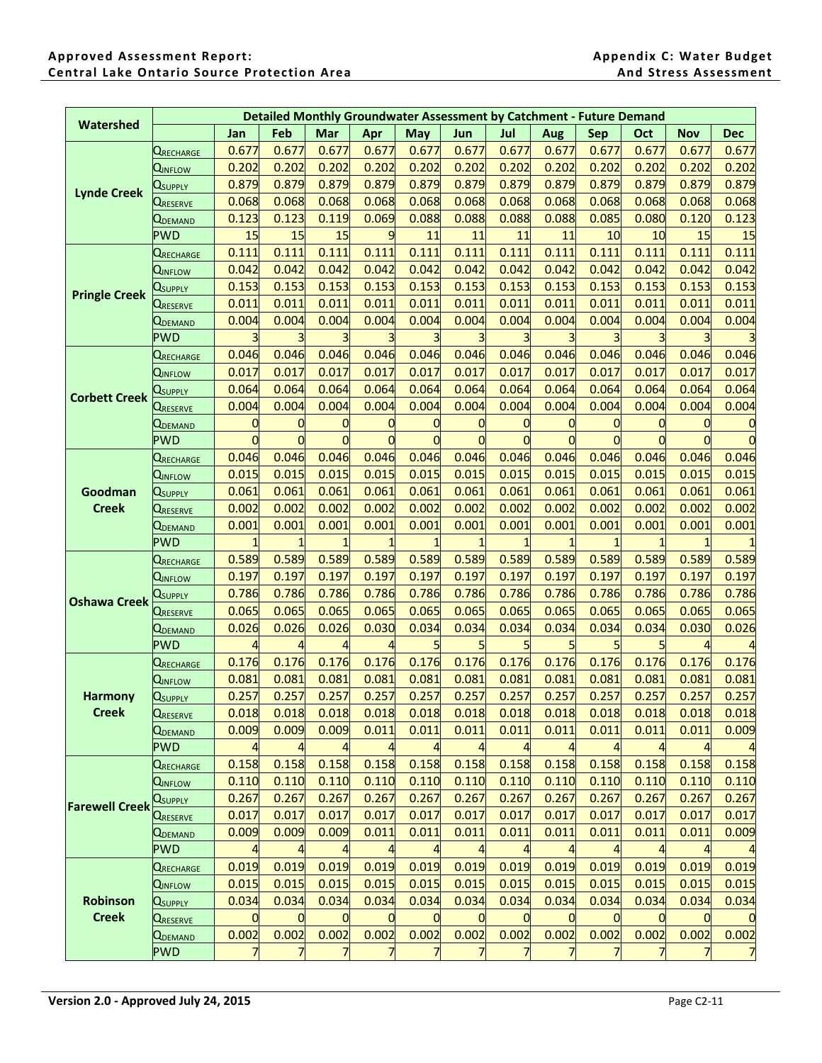| Watershed | Detailed Monthly Groundwater Assessment by Catchment - Future Demand | | | | | | | | | | | | |
|---|---|---|---|---|---|---|---|---|---|---|---|---|---|
| | | Jan | Feb | Mar | Apr | May | Jun | Jul | Aug | Sep | Oct | Nov | Dec |
| Lynde Creek | $Q_{RECHARGE}$ | 0.677 | 0.677 | 0.677 | 0.677 | 0.677 | 0.677 | 0.677 | 0.677 | 0.677 | 0.677 | 0.677 | 0.677 |
| | $Q_{INFLOW}$ | 0.202 | 0.202 | 0.202 | 0.202 | 0.202 | 0.202 | 0.202 | 0.202 | 0.202 | 0.202 | 0.202 | 0.202 |
| | $Q_{SUPPLY}$ | 0.879 | 0.879 | 0.879 | 0.879 | 0.879 | 0.879 | 0.879 | 0.879 | 0.879 | 0.879 | 0.879 | 0.879 |
| | $Q_{RESERVE}$ | 0.068 | 0.068 | 0.068 | 0.068 | 0.068 | 0.068 | 0.068 | 0.068 | 0.068 | 0.068 | 0.068 | 0.068 |
| | $Q_{DEMAND}$ | 0.123 | 0.123 | 0.119 | 0.069 | 0.088 | 0.088 | 0.088 | 0.088 | 0.085 | 0.080 | 0.120 | 0.123 |
| | PWD | 15 | 15 | 15 | 9 | 11 | 11 | 11 | 11 | 10 | 10 | 15 | 15 |
| Pringle Creek | $Q_{RECHARGE}$ | 0.111 | 0.111 | 0.111 | 0.111 | 0.111 | 0.111 | 0.111 | 0.111 | 0.111 | 0.111 | 0.111 | 0.111 |
| | $Q_{INFLOW}$ | 0.042 | 0.042 | 0.042 | 0.042 | 0.042 | 0.042 | 0.042 | 0.042 | 0.042 | 0.042 | 0.042 | 0.042 |
| | $Q_{SUPPLY}$ | 0.153 | 0.153 | 0.153 | 0.153 | 0.153 | 0.153 | 0.153 | 0.153 | 0.153 | 0.153 | 0.153 | 0.153 |
| | $Q_{RESERVE}$ | 0.011 | 0.011 | 0.011 | 0.011 | 0.011 | 0.011 | 0.011 | 0.011 | 0.011 | 0.011 | 0.011 | 0.011 |
| | $Q_{DEMAND}$ | 0.004 | 0.004 | 0.004 | 0.004 | 0.004 | 0.004 | 0.004 | 0.004 | 0.004 | 0.004 | 0.004 | 0.004 |
| | PWD | 3 | 3 | 3 | 3 | 3 | 3 | 3 | 3 | 3 | 3 | 3 | 3 |
| Corbett Creek | $Q_{RECHARGE}$ | 0.046 | 0.046 | 0.046 | 0.046 | 0.046 | 0.046 | 0.046 | 0.046 | 0.046 | 0.046 | 0.046 | 0.046 |
| | $Q_{INFLOW}$ | 0.017 | 0.017 | 0.017 | 0.017 | 0.017 | 0.017 | 0.017 | 0.017 | 0.017 | 0.017 | 0.017 | 0.017 |
| | $Q_{SUPPLY}$ | 0.064 | 0.064 | 0.064 | 0.064 | 0.064 | 0.064 | 0.064 | 0.064 | 0.064 | 0.064 | 0.064 | 0.064 |
| | $Q_{RESERVE}$ | 0.004 | 0.004 | 0.004 | 0.004 | 0.004 | 0.004 | 0.004 | 0.004 | 0.004 | 0.004 | 0.004 | 0.004 |
| | $Q_{DEMAND}$ | 0 | 0 | 0 | 0 | 0 | 0 | 0 | 0 | 0 | 0 | 0 | 0 |
| | PWD | 0 | 0 | 0 | 0 | 0 | 0 | 0 | 0 | 0 | 0 | 0 | 0 |
| Goodman Creek | $Q_{RECHARGE}$ | 0.046 | 0.046 | 0.046 | 0.046 | 0.046 | 0.046 | 0.046 | 0.046 | 0.046 | 0.046 | 0.046 | 0.046 |
| | $Q_{INFLOW}$ | 0.015 | 0.015 | 0.015 | 0.015 | 0.015 | 0.015 | 0.015 | 0.015 | 0.015 | 0.015 | 0.015 | 0.015 |
| | $Q_{SUPPLY}$ | 0.061 | 0.061 | 0.061 | 0.061 | 0.061 | 0.061 | 0.061 | 0.061 | 0.061 | 0.061 | 0.061 | 0.061 |
| | $Q_{RESERVE}$ | 0.002 | 0.002 | 0.002 | 0.002 | 0.002 | 0.002 | 0.002 | 0.002 | 0.002 | 0.002 | 0.002 | 0.002 |
| | $Q_{DEMAND}$ | 0.001 | 0.001 | 0.001 | 0.001 | 0.001 | 0.001 | 0.001 | 0.001 | 0.001 | 0.001 | 0.001 | 0.001 |
| | PWD | 1 | 1 | 1 | 1 | 1 | 1 | 1 | 1 | 1 | 1 | 1 | 1 |
| Oshawa Creek | $Q_{RECHARGE}$ | 0.589 | 0.589 | 0.589 | 0.589 | 0.589 | 0.589 | 0.589 | 0.589 | 0.589 | 0.589 | 0.589 | 0.589 |
| | $Q_{INFLOW}$ | 0.197 | 0.197 | 0.197 | 0.197 | 0.197 | 0.197 | 0.197 | 0.197 | 0.197 | 0.197 | 0.197 | 0.197 |
| | $Q_{SUPPLY}$ | 0.786 | 0.786 | 0.786 | 0.786 | 0.786 | 0.786 | 0.786 | 0.786 | 0.786 | 0.786 | 0.786 | 0.786 |
| | $Q_{RESERVE}$ | 0.065 | 0.065 | 0.065 | 0.065 | 0.065 | 0.065 | 0.065 | 0.065 | 0.065 | 0.065 | 0.065 | 0.065 |
| | $Q_{DEMAND}$ | 0.026 | 0.026 | 0.026 | 0.030 | 0.034 | 0.034 | 0.034 | 0.034 | 0.034 | 0.034 | 0.030 | 0.026 |
| | PWD | 4 | 4 | 4 | 4 | 5 | 5 | 5 | 5 | 5 | 5 | 4 | 4 |
| Harmony Creek | $Q_{RECHARGE}$ | 0.176 | 0.176 | 0.176 | 0.176 | 0.176 | 0.176 | 0.176 | 0.176 | 0.176 | 0.176 | 0.176 | 0.176 |
| | $Q_{INFLOW}$ | 0.081 | 0.081 | 0.081 | 0.081 | 0.081 | 0.081 | 0.081 | 0.081 | 0.081 | 0.081 | 0.081 | 0.081 |
| | $Q_{SUPPLY}$ | 0.257 | 0.257 | 0.257 | 0.257 | 0.257 | 0.257 | 0.257 | 0.257 | 0.257 | 0.257 | 0.257 | 0.257 |
| | $Q_{RESERVE}$ | 0.018 | 0.018 | 0.018 | 0.018 | 0.018 | 0.018 | 0.018 | 0.018 | 0.018 | 0.018 | 0.018 | 0.018 |
| | $Q_{DEMAND}$ | 0.009 | 0.009 | 0.009 | 0.011 | 0.011 | 0.011 | 0.011 | 0.011 | 0.011 | 0.011 | 0.011 | 0.009 |
| | PWD | 4 | 4 | 4 | 4 | 4 | 4 | 4 | 4 | 4 | 4 | 4 | 4 |
| Farewell Creek | $Q_{RECHARGE}$ | 0.158 | 0.158 | 0.158 | 0.158 | 0.158 | 0.158 | 0.158 | 0.158 | 0.158 | 0.158 | 0.158 | 0.158 |
| | $Q_{INFLOW}$ | 0.110 | 0.110 | 0.110 | 0.110 | 0.110 | 0.110 | 0.110 | 0.110 | 0.110 | 0.110 | 0.110 | 0.110 |
| | $Q_{SUPPLY}$ | 0.267 | 0.267 | 0.267 | 0.267 | 0.267 | 0.267 | 0.267 | 0.267 | 0.267 | 0.267 | 0.267 | 0.267 |
| | $Q_{RESERVE}$ | 0.017 | 0.017 | 0.017 | 0.017 | 0.017 | 0.017 | 0.017 | 0.017 | 0.017 | 0.017 | 0.017 | 0.017 |
| | $Q_{DEMAND}$ | 0.009 | 0.009 | 0.009 | 0.011 | 0.011 | 0.011 | 0.011 | 0.011 | 0.011 | 0.011 | 0.011 | 0.009 |
| | PWD | 4 | 4 | 4 | 4 | 4 | 4 | 4 | 4 | 4 | 4 | 4 | 4 |
| Robinson Creek | $Q_{RECHARGE}$ | 0.019 | 0.019 | 0.019 | 0.019 | 0.019 | 0.019 | 0.019 | 0.019 | 0.019 | 0.019 | 0.019 | 0.019 |
| | $Q_{INFLOW}$ | 0.015 | 0.015 | 0.015 | 0.015 | 0.015 | 0.015 | 0.015 | 0.015 | 0.015 | 0.015 | 0.015 | 0.015 |
| | $Q_{SUPPLY}$ | 0.034 | 0.034 | 0.034 | 0.034 | 0.034 | 0.034 | 0.034 | 0.034 | 0.034 | 0.034 | 0.034 | 0.034 |
| | $Q_{RESERVE}$ | 0 | 0 | 0 | 0 | 0 | 0 | 0 | 0 | 0 | 0 | 0 | 0 |
| | $Q_{DEMAND}$ | 0.002 | 0.002 | 0.002 | 0.002 | 0.002 | 0.002 | 0.002 | 0.002 | 0.002 | 0.002 | 0.002 | 0.002 |
| | PWD | 7 | 7 | 7 | 7 | 7 | 7 | 7 | 7 | 7 | 7 | 7 | 7 |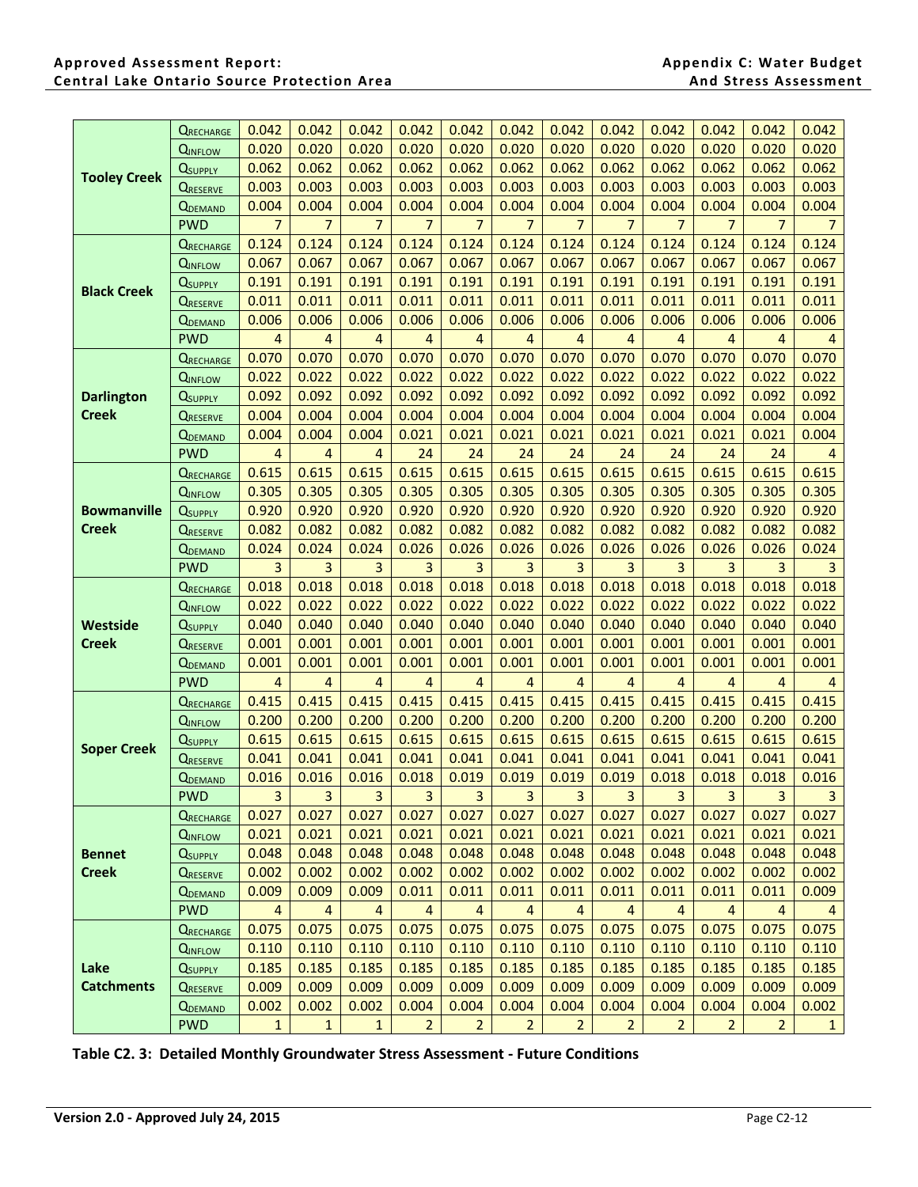| | | | | | | | | | | | | | |
|---|---|---|---|---|---|---|---|---|---|---|---|---|---|
| **Tooley Creek** | $Q_{RECHARGE}$ | 0.042 | 0.042 | 0.042 | 0.042 | 0.042 | 0.042 | 0.042 | 0.042 | 0.042 | 0.042 | 0.042 | 0.042 |
| | $Q_{INFLOW}$ | 0.020 | 0.020 | 0.020 | 0.020 | 0.020 | 0.020 | 0.020 | 0.020 | 0.020 | 0.020 | 0.020 | 0.020 |
| | $Q_{SUPPLY}$ | 0.062 | 0.062 | 0.062 | 0.062 | 0.062 | 0.062 | 0.062 | 0.062 | 0.062 | 0.062 | 0.062 | 0.062 |
| | $Q_{RESERVE}$ | 0.003 | 0.003 | 0.003 | 0.003 | 0.003 | 0.003 | 0.003 | 0.003 | 0.003 | 0.003 | 0.003 | 0.003 |
| | $Q_{DEMAND}$ | 0.004 | 0.004 | 0.004 | 0.004 | 0.004 | 0.004 | 0.004 | 0.004 | 0.004 | 0.004 | 0.004 | 0.004 |
| | PWD | 7 | 7 | 7 | 7 | 7 | 7 | 7 | 7 | 7 | 7 | 7 | 7 |
| **Black Creek** | $Q_{RECHARGE}$ | 0.124 | 0.124 | 0.124 | 0.124 | 0.124 | 0.124 | 0.124 | 0.124 | 0.124 | 0.124 | 0.124 | 0.124 |
| | $Q_{INFLOW}$ | 0.067 | 0.067 | 0.067 | 0.067 | 0.067 | 0.067 | 0.067 | 0.067 | 0.067 | 0.067 | 0.067 | 0.067 |
| | $Q_{SUPPLY}$ | 0.191 | 0.191 | 0.191 | 0.191 | 0.191 | 0.191 | 0.191 | 0.191 | 0.191 | 0.191 | 0.191 | 0.191 |
| | $Q_{RESERVE}$ | 0.011 | 0.011 | 0.011 | 0.011 | 0.011 | 0.011 | 0.011 | 0.011 | 0.011 | 0.011 | 0.011 | 0.011 |
| | $Q_{DEMAND}$ | 0.006 | 0.006 | 0.006 | 0.006 | 0.006 | 0.006 | 0.006 | 0.006 | 0.006 | 0.006 | 0.006 | 0.006 |
| | PWD | 4 | 4 | 4 | 4 | 4 | 4 | 4 | 4 | 4 | 4 | 4 | 4 |
| **Darlington Creek** | $Q_{RECHARGE}$ | 0.070 | 0.070 | 0.070 | 0.070 | 0.070 | 0.070 | 0.070 | 0.070 | 0.070 | 0.070 | 0.070 | 0.070 |
| | $Q_{INFLOW}$ | 0.022 | 0.022 | 0.022 | 0.022 | 0.022 | 0.022 | 0.022 | 0.022 | 0.022 | 0.022 | 0.022 | 0.022 |
| | $Q_{SUPPLY}$ | 0.092 | 0.092 | 0.092 | 0.092 | 0.092 | 0.092 | 0.092 | 0.092 | 0.092 | 0.092 | 0.092 | 0.092 |
| | $Q_{RESERVE}$ | 0.004 | 0.004 | 0.004 | 0.004 | 0.004 | 0.004 | 0.004 | 0.004 | 0.004 | 0.004 | 0.004 | 0.004 |
| | $Q_{DEMAND}$ | 0.004 | 0.004 | 0.004 | 0.021 | 0.021 | 0.021 | 0.021 | 0.021 | 0.021 | 0.021 | 0.021 | 0.004 |
| | PWD | 4 | 4 | 4 | 24 | 24 | 24 | 24 | 24 | 24 | 24 | 24 | 4 |
| **Bowmanville Creek** | $Q_{RECHARGE}$ | 0.615 | 0.615 | 0.615 | 0.615 | 0.615 | 0.615 | 0.615 | 0.615 | 0.615 | 0.615 | 0.615 | 0.615 |
| | $Q_{INFLOW}$ | 0.305 | 0.305 | 0.305 | 0.305 | 0.305 | 0.305 | 0.305 | 0.305 | 0.305 | 0.305 | 0.305 | 0.305 |
| | $Q_{SUPPLY}$ | 0.920 | 0.920 | 0.920 | 0.920 | 0.920 | 0.920 | 0.920 | 0.920 | 0.920 | 0.920 | 0.920 | 0.920 |
| | $Q_{RESERVE}$ | 0.082 | 0.082 | 0.082 | 0.082 | 0.082 | 0.082 | 0.082 | 0.082 | 0.082 | 0.082 | 0.082 | 0.082 |
| | $Q_{DEMAND}$ | 0.024 | 0.024 | 0.024 | 0.026 | 0.026 | 0.026 | 0.026 | 0.026 | 0.026 | 0.026 | 0.026 | 0.024 |
| | PWD | 3 | 3 | 3 | 3 | 3 | 3 | 3 | 3 | 3 | 3 | 3 | 3 |
| **Westside Creek** | $Q_{RECHARGE}$ | 0.018 | 0.018 | 0.018 | 0.018 | 0.018 | 0.018 | 0.018 | 0.018 | 0.018 | 0.018 | 0.018 | 0.018 |
| | $Q_{INFLOW}$ | 0.022 | 0.022 | 0.022 | 0.022 | 0.022 | 0.022 | 0.022 | 0.022 | 0.022 | 0.022 | 0.022 | 0.022 |
| | $Q_{SUPPLY}$ | 0.040 | 0.040 | 0.040 | 0.040 | 0.040 | 0.040 | 0.040 | 0.040 | 0.040 | 0.040 | 0.040 | 0.040 |
| | $Q_{RESERVE}$ | 0.001 | 0.001 | 0.001 | 0.001 | 0.001 | 0.001 | 0.001 | 0.001 | 0.001 | 0.001 | 0.001 | 0.001 |
| | $Q_{DEMAND}$ | 0.001 | 0.001 | 0.001 | 0.001 | 0.001 | 0.001 | 0.001 | 0.001 | 0.001 | 0.001 | 0.001 | 0.001 |
| | PWD | 4 | 4 | 4 | 4 | 4 | 4 | 4 | 4 | 4 | 4 | 4 | 4 |
| **Soper Creek** | $Q_{RECHARGE}$ | 0.415 | 0.415 | 0.415 | 0.415 | 0.415 | 0.415 | 0.415 | 0.415 | 0.415 | 0.415 | 0.415 | 0.415 |
| | $Q_{INFLOW}$ | 0.200 | 0.200 | 0.200 | 0.200 | 0.200 | 0.200 | 0.200 | 0.200 | 0.200 | 0.200 | 0.200 | 0.200 |
| | $Q_{SUPPLY}$ | 0.615 | 0.615 | 0.615 | 0.615 | 0.615 | 0.615 | 0.615 | 0.615 | 0.615 | 0.615 | 0.615 | 0.615 |
| | $Q_{RESERVE}$ | 0.041 | 0.041 | 0.041 | 0.041 | 0.041 | 0.041 | 0.041 | 0.041 | 0.041 | 0.041 | 0.041 | 0.041 |
| | $Q_{DEMAND}$ | 0.016 | 0.016 | 0.016 | 0.018 | 0.019 | 0.019 | 0.019 | 0.019 | 0.018 | 0.018 | 0.018 | 0.016 |
| | PWD | 3 | 3 | 3 | 3 | 3 | 3 | 3 | 3 | 3 | 3 | 3 | 3 |
| **Bennet Creek** | $Q_{RECHARGE}$ | 0.027 | 0.027 | 0.027 | 0.027 | 0.027 | 0.027 | 0.027 | 0.027 | 0.027 | 0.027 | 0.027 | 0.027 |
| | $Q_{INFLOW}$ | 0.021 | 0.021 | 0.021 | 0.021 | 0.021 | 0.021 | 0.021 | 0.021 | 0.021 | 0.021 | 0.021 | 0.021 |
| | $Q_{SUPPLY}$ | 0.048 | 0.048 | 0.048 | 0.048 | 0.048 | 0.048 | 0.048 | 0.048 | 0.048 | 0.048 | 0.048 | 0.048 |
| | $Q_{RESERVE}$ | 0.002 | 0.002 | 0.002 | 0.002 | 0.002 | 0.002 | 0.002 | 0.002 | 0.002 | 0.002 | 0.002 | 0.002 |
| | $Q_{DEMAND}$ | 0.009 | 0.009 | 0.009 | 0.011 | 0.011 | 0.011 | 0.011 | 0.011 | 0.011 | 0.011 | 0.011 | 0.009 |
| | PWD | 4 | 4 | 4 | 4 | 4 | 4 | 4 | 4 | 4 | 4 | 4 | 4 |
| **Lake Catchments** | $Q_{RECHARGE}$ | 0.075 | 0.075 | 0.075 | 0.075 | 0.075 | 0.075 | 0.075 | 0.075 | 0.075 | 0.075 | 0.075 | 0.075 |
| | $Q_{INFLOW}$ | 0.110 | 0.110 | 0.110 | 0.110 | 0.110 | 0.110 | 0.110 | 0.110 | 0.110 | 0.110 | 0.110 | 0.110 |
| | $Q_{SUPPLY}$ | 0.185 | 0.185 | 0.185 | 0.185 | 0.185 | 0.185 | 0.185 | 0.185 | 0.185 | 0.185 | 0.185 | 0.185 |
| | $Q_{RESERVE}$ | 0.009 | 0.009 | 0.009 | 0.009 | 0.009 | 0.009 | 0.009 | 0.009 | 0.009 | 0.009 | 0.009 | 0.009 |
| | $Q_{DEMAND}$ | 0.002 | 0.002 | 0.002 | 0.004 | 0.004 | 0.004 | 0.004 | 0.004 | 0.004 | 0.004 | 0.004 | 0.002 |
| | PWD | 1 | 1 | 1 | 2 | 2 | 2 | 2 | 2 | 2 | 2 | 2 | 1 |

**Table C2. 3: Detailed Monthly Groundwater Stress Assessment - Future Conditions**